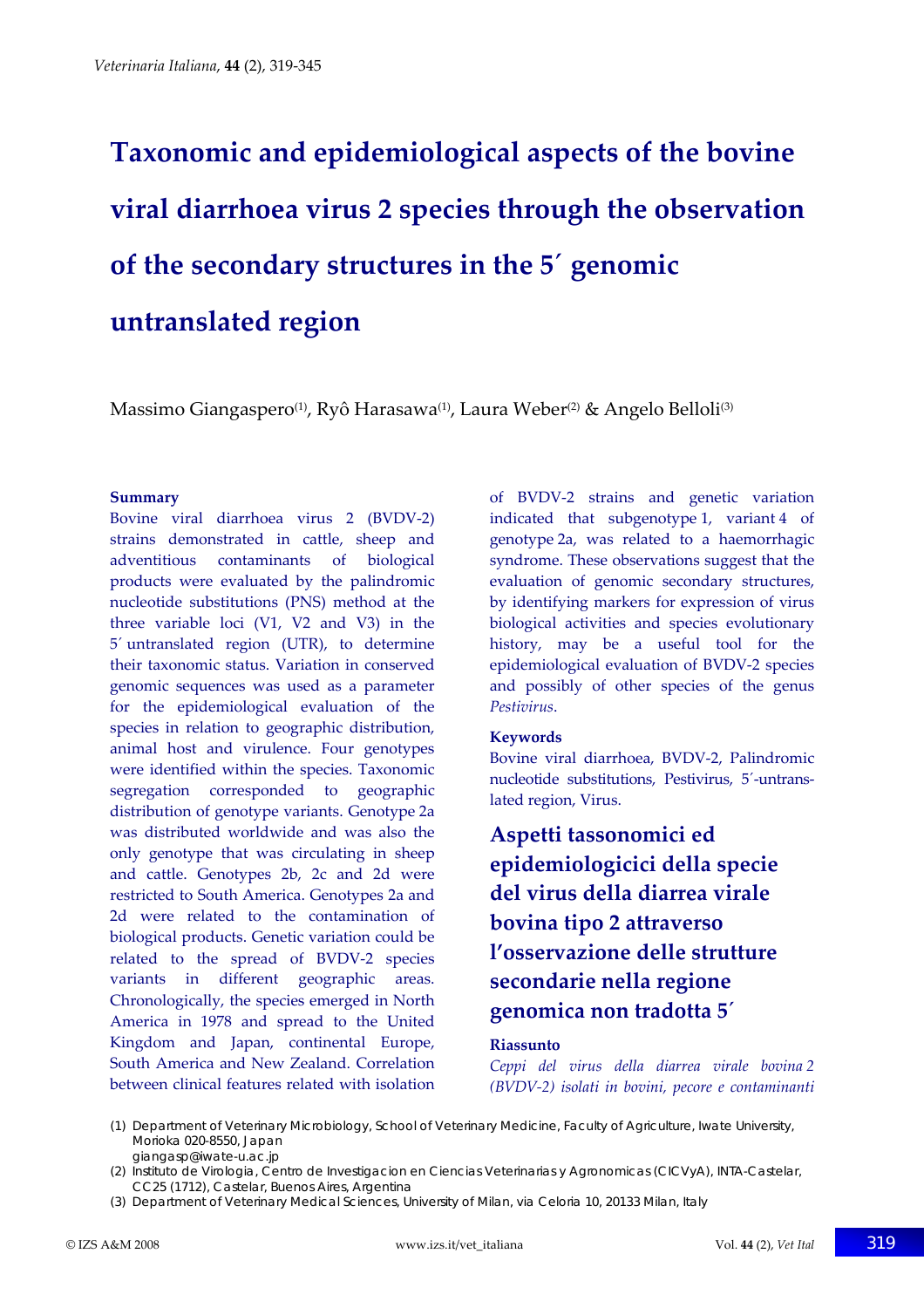# Taxonomic and epidemiological aspects of the bovine viral diarrhoea virus 2 species through the observation of the secondary structures in the 5´ genomic untranslated region

Massimo Giangaspero[(1)], Ryô Harasawa[(1)], Laura Weber[(2)] & Angelo Belloli[(3)]

### Summary

Bovine viral diarrhoea virus 2 (BVDV-2) strains demonstrated in cattle, sheep and adventitious contaminants of biological products were evaluated by the palindromic nucleotide substitutions (PNS) method at the three variable loci (V1, V2 and V3) in the 5´ untranslated region (UTR), to determine their taxonomic status. Variation in conserved genomic sequences was used as a parameter for the epidemiological evaluation of the species in relation to geographic distribution, animal host and virulence. Four genotypes were identified within the species. Taxonomic segregation corresponded to geographic distribution of genotype variants. Genotype 2a was distributed worldwide and was also the only genotype that was circulating in sheep and cattle. Genotypes 2b, 2c and 2d were restricted to South America. Genotypes 2a and 2d were related to the contamination of biological products. Genetic variation could be related to the spread of BVDV-2 species variants in different geographic areas. Chronologically, the species emerged in North America in 1978 and spread to the United Kingdom and Japan, continental Europe, South America and New Zealand. Correlation between clinical features related with isolation of BVDV-2 strains and genetic variation indicated that subgenotype 1, variant 4 of genotype 2a, was related to a haemorrhagic syndrome. These observations suggest that the evaluation of genomic secondary structures, by identifying markers for expression of virus biological activities and species evolutionary history, may be a useful tool for the epidemiological evaluation of BVDV-2 species and possibly of other species of the genus *Pestivirus*.

### Keywords

Bovine viral diarrhoea, BVDV-2, Palindromic nucleotide substitutions, Pestivirus, 5´-untranslated region, Virus.

## Aspetti tassonomici ed epidemiologicici della specie del virus della diarrea virale bovina tipo 2 attraverso l'osservazione delle strutture secondarie nella regione genomica non tradotta 5´

### Riassunto

*Ceppi del virus della diarrea virale bovina 2 (BVDV-2) isolati in bovini, pecore e contaminanti*

(1) Department of Veterinary Microbiology, School of Veterinary Medicine, Faculty of Agriculture, Iwate University, Morioka 020-8550, Japan
giangasp@iwate-u.ac.jp

(2) Instituto de Virologia, Centro de Investigacion en Ciencias Veterinarias y Agronomicas (CICVyA), INTA-Castelar, CC25 (1712), Castelar, Buenos Aires, Argentina

(3) Department of Veterinary Medical Sciences, University of Milan, via Celoria 10, 20133 Milan, Italy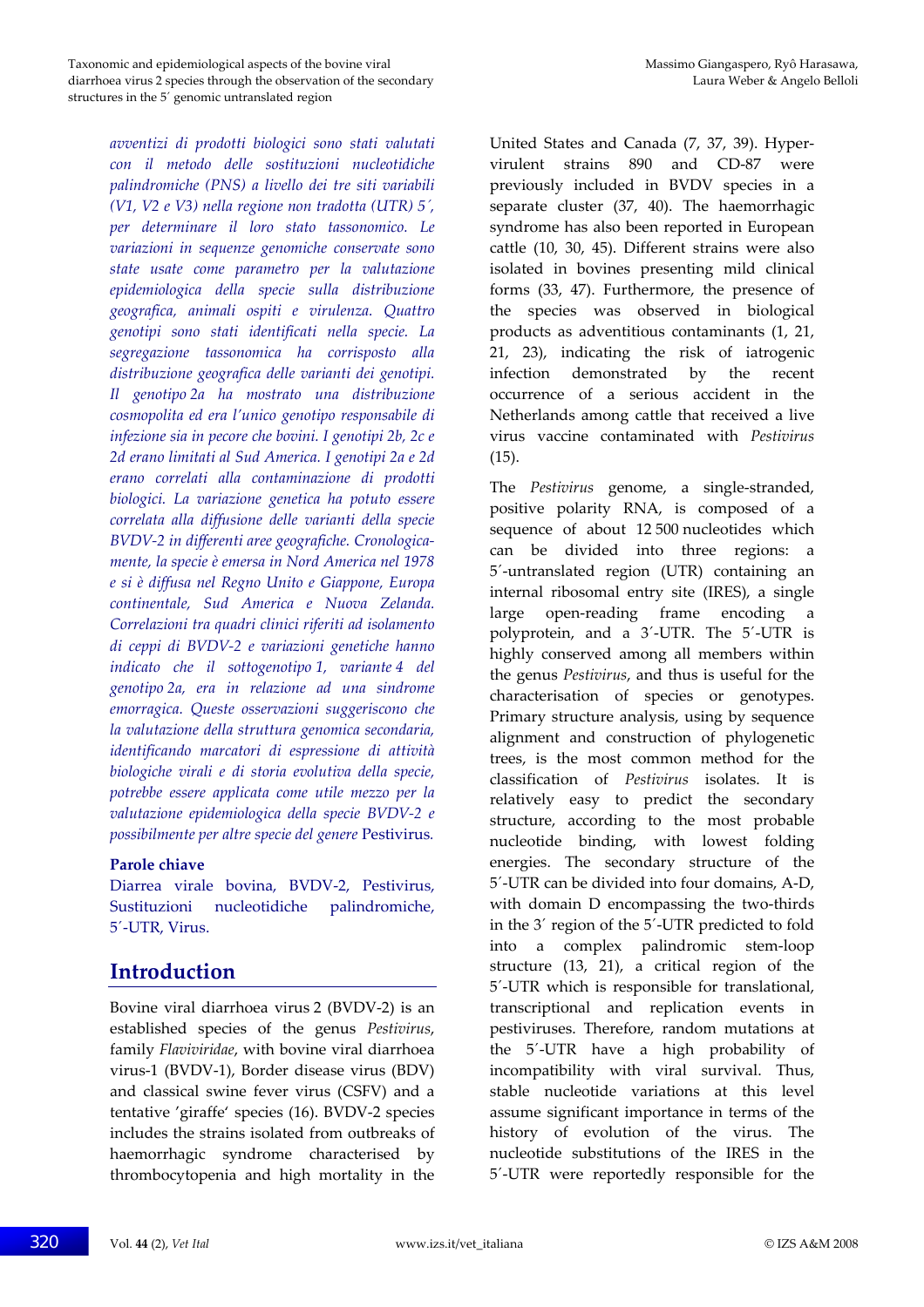*avventizi di prodotti biologici sono stati valutati con il metodo delle sostituzioni nucleotidiche palindromiche (PNS) a livello dei tre siti variabili (V1, V2 e V3) nella regione non tradotta (UTR) 5´, per determinare il loro stato tassonomico. Le variazioni in sequenze genomiche conservate sono state usate come parametro per la valutazione epidemiologica della specie sulla distribuzione geografica, animali ospiti e virulenza. Quattro genotipi sono stati identificati nella specie. La segregazione tassonomica ha corrisposto alla distribuzione geografica delle varianti dei genotipi. Il genotipo 2a ha mostrato una distribuzione cosmopolita ed era l'unico genotipo responsabile di infezione sia in pecore che bovini. I genotipi 2b, 2c e 2d erano limitati al Sud America. I genotipi 2a e 2d erano correlati alla contaminazione di prodotti biologici. La variazione genetica ha potuto essere correlata alla diffusione delle varianti della specie BVDV-2 in differenti aree geografiche. Cronologicamente, la specie è emersa in Nord America nel 1978 e si è diffusa nel Regno Unito e Giappone, Europa continentale, Sud America e Nuova Zelanda. Correlazioni tra quadri clinici riferiti ad isolamento di ceppi di BVDV-2 e variazioni genetiche hanno indicato che il sottogenotipo 1, variante 4 del genotipo 2a, era in relazione ad una sindrome emorragica. Queste osservazioni suggeriscono che la valutazione della struttura genomica secondaria, identificando marcatori di espressione di attività biologiche virali e di storia evolutiva della specie, potrebbe essere applicata come utile mezzo per la valutazione epidemiologica della specie BVDV-2 e possibilmente per altre specie del genere* Pestivirus.

**Parole chiave**

Diarrea virale bovina, BVDV-2, Pestivirus, Sustituzioni nucleotidiche palindromiche, 5´-UTR, Virus.

## Introduction

Bovine viral diarrhoea virus 2 (BVDV-2) is an established species of the genus *Pestivirus*, family *Flaviviridae*, with bovine viral diarrhoea virus-1 (BVDV-1), Border disease virus (BDV) and classical swine fever virus (CSFV) and a tentative 'giraffe' species (16). BVDV-2 species includes the strains isolated from outbreaks of haemorrhagic syndrome characterised by thrombocytopenia and high mortality in the United States and Canada (7, 37, 39). Hypervirulent strains 890 and CD-87 were previously included in BVDV species in a separate cluster (37, 40). The haemorrhagic syndrome has also been reported in European cattle (10, 30, 45). Different strains were also isolated in bovines presenting mild clinical forms (33, 47). Furthermore, the presence of the species was observed in biological products as adventitious contaminants (1, 21, 21, 23), indicating the risk of iatrogenic infection demonstrated by the recent occurrence of a serious accident in the Netherlands among cattle that received a live virus vaccine contaminated with *Pestivirus* (15).

The *Pestivirus* genome, a single-stranded, positive polarity RNA, is composed of a sequence of about 12 500 nucleotides which can be divided into three regions: a 5´-untranslated region (UTR) containing an internal ribosomal entry site (IRES), a single large open-reading frame encoding a polyprotein, and a 3´-UTR. The 5´-UTR is highly conserved among all members within the genus *Pestivirus*, and thus is useful for the characterisation of species or genotypes. Primary structure analysis, using by sequence alignment and construction of phylogenetic trees, is the most common method for the classification of *Pestivirus* isolates. It is relatively easy to predict the secondary structure, according to the most probable nucleotide binding, with lowest folding energies. The secondary structure of the 5´-UTR can be divided into four domains, A-D, with domain D encompassing the two-thirds in the 3´ region of the 5´-UTR predicted to fold into a complex palindromic stem-loop structure (13, 21), a critical region of the 5´-UTR which is responsible for translational, transcriptional and replication events in pestiviruses. Therefore, random mutations at the 5´-UTR have a high probability of incompatibility with viral survival. Thus, stable nucleotide variations at this level assume significant importance in terms of the history of evolution of the virus. The nucleotide substitutions of the IRES in the 5´-UTR were reportedly responsible for the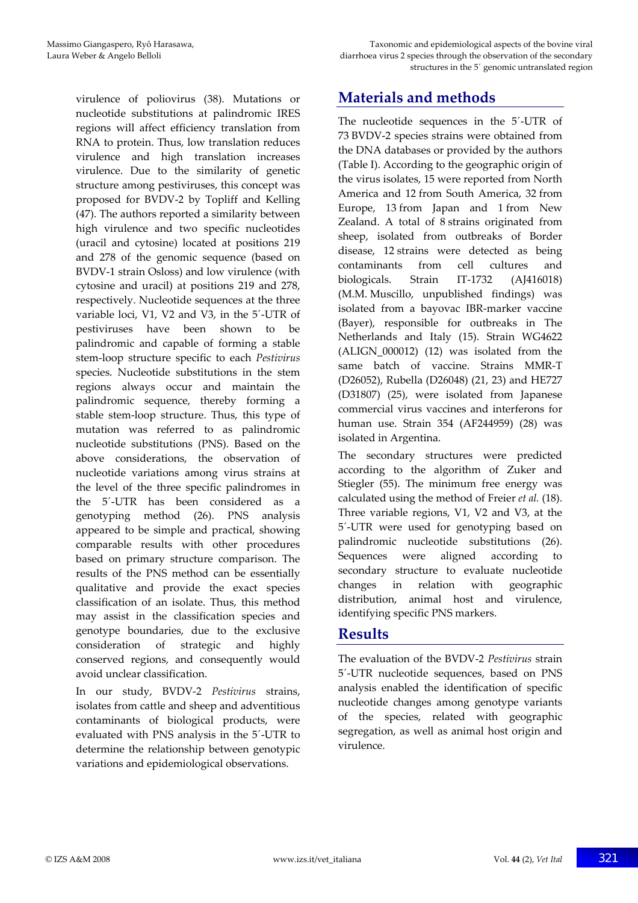virulence of poliovirus (38). Mutations or nucleotide substitutions at palindromic IRES regions will affect efficiency translation from RNA to protein. Thus, low translation reduces virulence and high translation increases virulence. Due to the similarity of genetic structure among pestiviruses, this concept was proposed for BVDV-2 by Topliff and Kelling (47). The authors reported a similarity between high virulence and two specific nucleotides (uracil and cytosine) located at positions 219 and 278 of the genomic sequence (based on BVDV-1 strain Osloss) and low virulence (with cytosine and uracil) at positions 219 and 278, respectively. Nucleotide sequences at the three variable loci, V1, V2 and V3, in the 5´-UTR of pestiviruses have been shown to be palindromic and capable of forming a stable stem-loop structure specific to each *Pestivirus* species. Nucleotide substitutions in the stem regions always occur and maintain the palindromic sequence, thereby forming a stable stem-loop structure. Thus, this type of mutation was referred to as palindromic nucleotide substitutions (PNS). Based on the above considerations, the observation of nucleotide variations among virus strains at the level of the three specific palindromes in the 5´-UTR has been considered as a genotyping method (26). PNS analysis appeared to be simple and practical, showing comparable results with other procedures based on primary structure comparison. The results of the PNS method can be essentially qualitative and provide the exact species classification of an isolate. Thus, this method may assist in the classification species and genotype boundaries, due to the exclusive consideration of strategic and highly conserved regions, and consequently would avoid unclear classification.

In our study, BVDV-2 *Pestivirus* strains, isolates from cattle and sheep and adventitious contaminants of biological products, were evaluated with PNS analysis in the 5´-UTR to determine the relationship between genotypic variations and epidemiological observations.

## Materials and methods

The nucleotide sequences in the 5´-UTR of 73 BVDV-2 species strains were obtained from the DNA databases or provided by the authors (Table I). According to the geographic origin of the virus isolates, 15 were reported from North America and 12 from South America, 32 from Europe, 13 from Japan and 1 from New Zealand. A total of 8 strains originated from sheep, isolated from outbreaks of Border disease, 12 strains were detected as being contaminants from cell cultures and biologicals. Strain IT-1732 (AJ416018) (M.M. Muscillo, unpublished findings) was isolated from a bayovac IBR-marker vaccine (Bayer), responsible for outbreaks in The Netherlands and Italy (15). Strain WG4622 (ALIGN_000012) (12) was isolated from the same batch of vaccine. Strains MMR-T (D26052), Rubella (D26048) (21, 23) and HE727 (D31807) (25), were isolated from Japanese commercial virus vaccines and interferons for human use. Strain 354 (AF244959) (28) was isolated in Argentina.

The secondary structures were predicted according to the algorithm of Zuker and Stiegler (55). The minimum free energy was calculated using the method of Freier *et al.* (18). Three variable regions, V1, V2 and V3, at the 5´-UTR were used for genotyping based on palindromic nucleotide substitutions (26). Sequences were aligned according to secondary structure to evaluate nucleotide changes in relation with geographic distribution, animal host and virulence, identifying specific PNS markers.

## Results

The evaluation of the BVDV-2 *Pestivirus* strain 5´-UTR nucleotide sequences, based on PNS analysis enabled the identification of specific nucleotide changes among genotype variants of the species, related with geographic segregation, as well as animal host origin and virulence.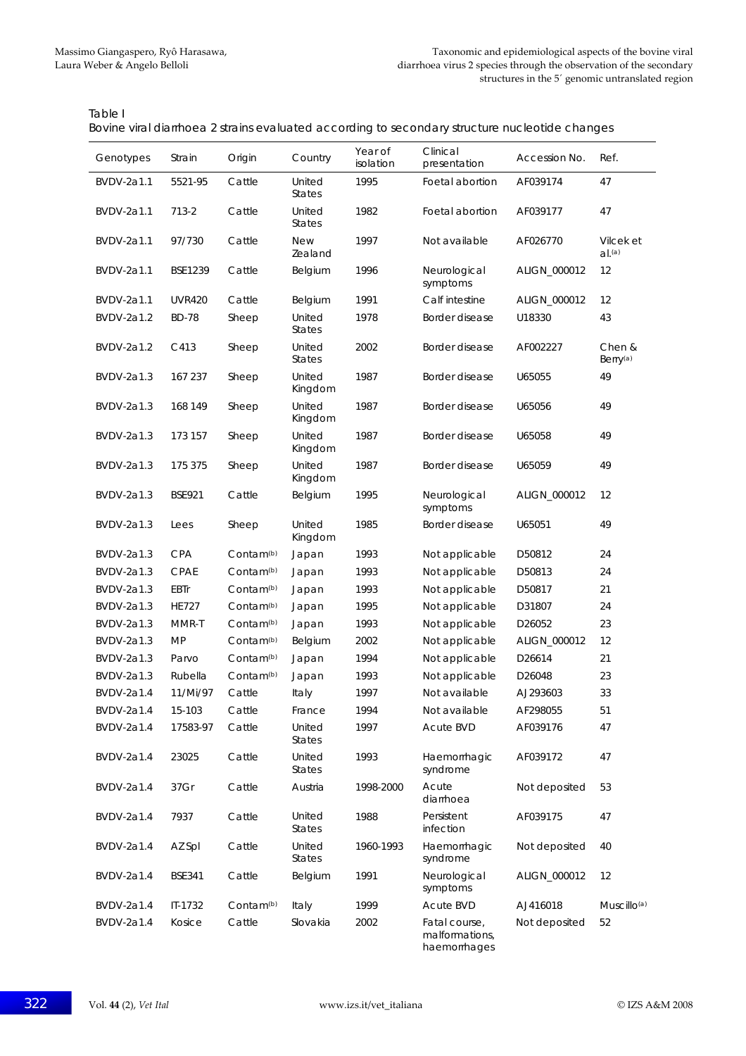Table I
Bovine viral diarrhoea 2 strains evaluated according to secondary structure nucleotide changes

| Genotypes | Strain | Origin | Country | Year of isolation | Clinical presentation | Accession No. | Ref. |
|---|---|---|---|---|---|---|---|
| BVDV-2a1.1 | 5521-95 | Cattle | United States | 1995 | Foetal abortion | AF039174 | 47 |
| BVDV-2a1.1 | 713-2 | Cattle | United States | 1982 | Foetal abortion | AF039177 | 47 |
| BVDV-2a1.1 | 97/730 | Cattle | New Zealand | 1997 | Not available | AF026770 | Vilcek et al.[(a)] |
| BVDV-2a1.1 | BSE1239 | Cattle | Belgium | 1996 | Neurological symptoms | ALIGN_000012 | 12 |
| BVDV-2a1.1 | UVR420 | Cattle | Belgium | 1991 | Calf intestine | ALIGN_000012 | 12 |
| BVDV-2a1.2 | BD-78 | Sheep | United States | 1978 | Border disease | U18330 | 43 |
| BVDV-2a1.2 | C413 | Sheep | United States | 2002 | Border disease | AF002227 | Chen & Berry[(a)] |
| BVDV-2a1.3 | 167 237 | Sheep | United Kingdom | 1987 | Border disease | U65055 | 49 |
| BVDV-2a1.3 | 168 149 | Sheep | United Kingdom | 1987 | Border disease | U65056 | 49 |
| BVDV-2a1.3 | 173 157 | Sheep | United Kingdom | 1987 | Border disease | U65058 | 49 |
| BVDV-2a1.3 | 175 375 | Sheep | United Kingdom | 1987 | Border disease | U65059 | 49 |
| BVDV-2a1.3 | BSE921 | Cattle | Belgium | 1995 | Neurological symptoms | ALIGN_000012 | 12 |
| BVDV-2a1.3 | Lees | Sheep | United Kingdom | 1985 | Border disease | U65051 | 49 |
| BVDV-2a1.3 | CPA | Contam[(b)] | Japan | 1993 | Not applicable | D50812 | 24 |
| BVDV-2a1.3 | CPAE | Contam[(b)] | Japan | 1993 | Not applicable | D50813 | 24 |
| BVDV-2a1.3 | EBTr | Contam[(b)] | Japan | 1993 | Not applicable | D50817 | 21 |
| BVDV-2a1.3 | HE727 | Contam[(b)] | Japan | 1995 | Not applicable | D31807 | 24 |
| BVDV-2a1.3 | MMR-T | Contam[(b)] | Japan | 1993 | Not applicable | D26052 | 23 |
| BVDV-2a1.3 | MP | Contam[(b)] | Belgium | 2002 | Not applicable | ALIGN_000012 | 12 |
| BVDV-2a1.3 | Parvo | Contam[(b)] | Japan | 1994 | Not applicable | D26614 | 21 |
| BVDV-2a1.3 | Rubella | Contam[(b)] | Japan | 1993 | Not applicable | D26048 | 23 |
| BVDV-2a1.4 | 11/Mi/97 | Cattle | Italy | 1997 | Not available | AJ293603 | 33 |
| BVDV-2a1.4 | 15-103 | Cattle | France | 1994 | Not available | AF298055 | 51 |
| BVDV-2a1.4 | 17583-97 | Cattle | United States | 1997 | Acute BVD | AF039176 | 47 |
| BVDV-2a1.4 | 23025 | Cattle | United States | 1993 | Haemorrhagic syndrome | AF039172 | 47 |
| BVDV-2a1.4 | 37Gr | Cattle | Austria | 1998-2000 | Acute diarrhoea | Not deposited | 53 |
| BVDV-2a1.4 | 7937 | Cattle | United States | 1988 | Persistent infection | AF039175 | 47 |
| BVDV-2a1.4 | AZSpl | Cattle | United States | 1960-1993 | Haemorrhagic syndrome | Not deposited | 40 |
| BVDV-2a1.4 | BSE341 | Cattle | Belgium | 1991 | Neurological symptoms | ALIGN_000012 | 12 |
| BVDV-2a1.4 | IT-1732 | Contam[(b)] | Italy | 1999 | Acute BVD | AJ416018 | Muscillo[(a)] |
| BVDV-2a1.4 | Kosice | Cattle | Slovakia | 2002 | Fatal course, malformations, haemorrhages | Not deposited | 52 |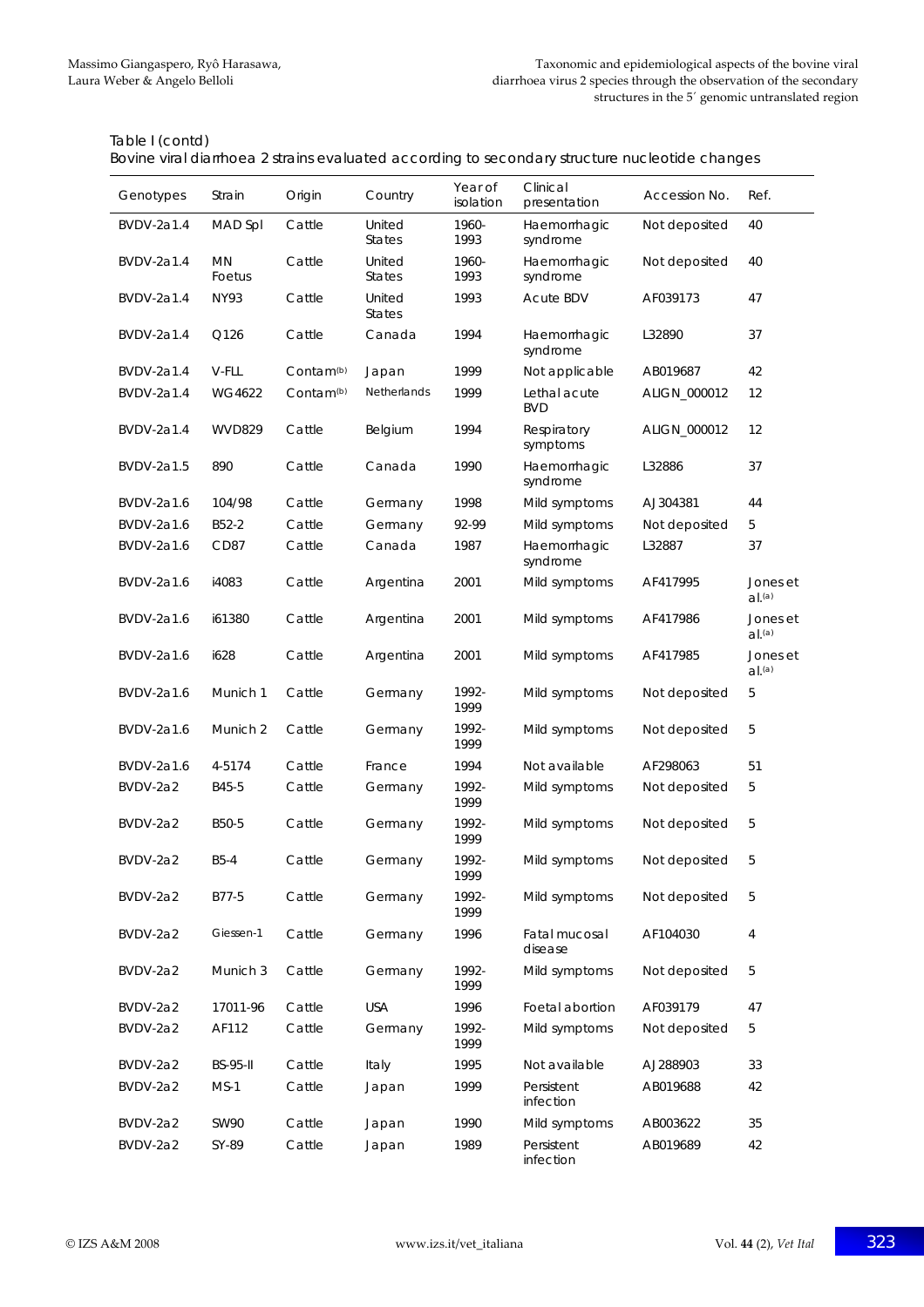Table I (contd)

Bovine viral diarrhoea 2 strains evaluated according to secondary structure nucleotide changes

| Genotypes | Strain | Origin | Country | Year of isolation | Clinical presentation | Accession No. | Ref. |
|---|---|---|---|---|---|---|---|
| BVDV-2a1.4 | MAD Spl | Cattle | United States | 1960-1993 | Haemorrhagic syndrome | Not deposited | 40 |
| BVDV-2a1.4 | MN Foetus | Cattle | United States | 1960-1993 | Haemorrhagic syndrome | Not deposited | 40 |
| BVDV-2a1.4 | NY93 | Cattle | United States | 1993 | Acute BDV | AF039173 | 47 |
| BVDV-2a1.4 | Q126 | Cattle | Canada | 1994 | Haemorrhagic syndrome | L32890 | 37 |
| BVDV-2a1.4 | V-FLL | Contam[(b)] | Japan | 1999 | Not applicable | AB019687 | 42 |
| BVDV-2a1.4 | WG4622 | Contam[(b)] | Netherlands | 1999 | Lethal acute BVD | ALIGN_000012 | 12 |
| BVDV-2a1.4 | WVD829 | Cattle | Belgium | 1994 | Respiratory symptoms | ALIGN_000012 | 12 |
| BVDV-2a1.5 | 890 | Cattle | Canada | 1990 | Haemorrhagic syndrome | L32886 | 37 |
| BVDV-2a1.6 | 104/98 | Cattle | Germany | 1998 | Mild symptoms | AJ304381 | 44 |
| BVDV-2a1.6 | B52-2 | Cattle | Germany | 92-99 | Mild symptoms | Not deposited | 5 |
| BVDV-2a1.6 | CD87 | Cattle | Canada | 1987 | Haemorrhagic syndrome | L32887 | 37 |
| BVDV-2a1.6 | i4083 | Cattle | Argentina | 2001 | Mild symptoms | AF417995 | Jones et al.[(a)] |
| BVDV-2a1.6 | i61380 | Cattle | Argentina | 2001 | Mild symptoms | AF417986 | Jones et al.[(a)] |
| BVDV-2a1.6 | i628 | Cattle | Argentina | 2001 | Mild symptoms | AF417985 | Jones et al.[(a)] |
| BVDV-2a1.6 | Munich 1 | Cattle | Germany | 1992-1999 | Mild symptoms | Not deposited | 5 |
| BVDV-2a1.6 | Munich 2 | Cattle | Germany | 1992-1999 | Mild symptoms | Not deposited | 5 |
| BVDV-2a1.6 | 4-5174 | Cattle | France | 1994 | Not available | AF298063 | 51 |
| BVDV-2a2 | B45-5 | Cattle | Germany | 1992-1999 | Mild symptoms | Not deposited | 5 |
| BVDV-2a2 | B50-5 | Cattle | Germany | 1992-1999 | Mild symptoms | Not deposited | 5 |
| BVDV-2a2 | B5-4 | Cattle | Germany | 1992-1999 | Mild symptoms | Not deposited | 5 |
| BVDV-2a2 | B77-5 | Cattle | Germany | 1992-1999 | Mild symptoms | Not deposited | 5 |
| BVDV-2a2 | Giessen-1 | Cattle | Germany | 1996 | Fatal mucosal disease | AF104030 | 4 |
| BVDV-2a2 | Munich 3 | Cattle | Germany | 1992-1999 | Mild symptoms | Not deposited | 5 |
| BVDV-2a2 | 17011-96 | Cattle | USA | 1996 | Foetal abortion | AF039179 | 47 |
| BVDV-2a2 | AF112 | Cattle | Germany | 1992-1999 | Mild symptoms | Not deposited | 5 |
| BVDV-2a2 | BS-95-II | Cattle | Italy | 1995 | Not available | AJ288903 | 33 |
| BVDV-2a2 | MS-1 | Cattle | Japan | 1999 | Persistent infection | AB019688 | 42 |
| BVDV-2a2 | SW90 | Cattle | Japan | 1990 | Mild symptoms | AB003622 | 35 |
| BVDV-2a2 | SY-89 | Cattle | Japan | 1989 | Persistent infection | AB019689 | 42 |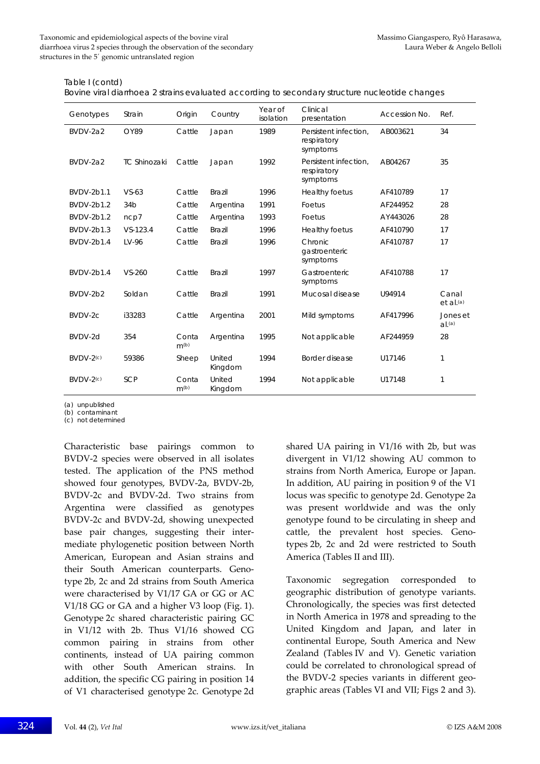Table I (contd)

Bovine viral diarrhoea 2 strains evaluated according to secondary structure nucleotide changes

| Genotypes | Strain | Origin | Country | Year of isolation | Clinical presentation | Accession No. | Ref. |
|---|---|---|---|---|---|---|---|
| BVDV-2a2 | OY89 | Cattle | Japan | 1989 | Persistent infection, respiratory symptoms | AB003621 | 34 |
| BVDV-2a2 | TC Shinozaki | Cattle | Japan | 1992 | Persistent infection, respiratory symptoms | AB04267 | 35 |
| BVDV-2b1.1 | VS-63 | Cattle | Brazil | 1996 | Healthy foetus | AF410789 | 17 |
| BVDV-2b1.2 | 34b | Cattle | Argentina | 1991 | Foetus | AF244952 | 28 |
| BVDV-2b1.2 | ncp7 | Cattle | Argentina | 1993 | Foetus | AY443026 | 28 |
| BVDV-2b1.3 | VS-123.4 | Cattle | Brazil | 1996 | Healthy foetus | AF410790 | 17 |
| BVDV-2b1.4 | LV-96 | Cattle | Brazil | 1996 | Chronic gastroenteric symptoms | AF410787 | 17 |
| BVDV-2b1.4 | VS-260 | Cattle | Brazil | 1997 | Gastroenteric symptoms | AF410788 | 17 |
| BVDV-2b2 | Soldan | Cattle | Brazil | 1991 | Mucosal disease | U94914 | Canal et al.[a] |
| BVDV-2c | i33283 | Cattle | Argentina | 2001 | Mild symptoms | AF417996 | Jones et al.[a] |
| BVDV-2d | 354 | Contam[b] | Argentina | 1995 | Not applicable | AF244959 | 28 |
| BVDV-2[c] | 59386 | Sheep | United Kingdom | 1994 | Border disease | U17146 | 1 |
| BVDV-2[c] | SCP | Contam[b] | United Kingdom | 1994 | Not applicable | U17148 | 1 |

(a) unpublished
(b) contaminant
(c) not determined

Characteristic base pairings common to BVDV-2 species were observed in all isolates tested. The application of the PNS method showed four genotypes, BVDV-2a, BVDV-2b, BVDV-2c and BVDV-2d. Two strains from Argentina were classified as genotypes BVDV-2c and BVDV-2d, showing unexpected base pair changes, suggesting their intermediate phylogenetic position between North American, European and Asian strains and their South American counterparts. Genotype 2b, 2c and 2d strains from South America were characterised by V1/17 GA or GG or AC V1/18 GG or GA and a higher V3 loop (Fig. 1). Genotype 2c shared characteristic pairing GC in V1/12 with 2b. Thus V1/16 showed CG common pairing in strains from other continents, instead of UA pairing common with other South American strains. In addition, the specific CG pairing in position 14 of V1 characterised genotype 2c. Genotype 2d shared UA pairing in V1/16 with 2b, but was divergent in V1/12 showing AU common to strains from North America, Europe or Japan. In addition, AU pairing in position 9 of the V1 locus was specific to genotype 2d. Genotype 2a was present worldwide and was the only genotype found to be circulating in sheep and cattle, the prevalent host species. Genotypes 2b, 2c and 2d were restricted to South America (Tables II and III).

Taxonomic segregation corresponded to geographic distribution of genotype variants. Chronologically, the species was first detected in North America in 1978 and spreading to the United Kingdom and Japan, and later in continental Europe, South America and New Zealand (Tables IV and V). Genetic variation could be correlated to chronological spread of the BVDV-2 species variants in different geographic areas (Tables VI and VII; Figs 2 and 3).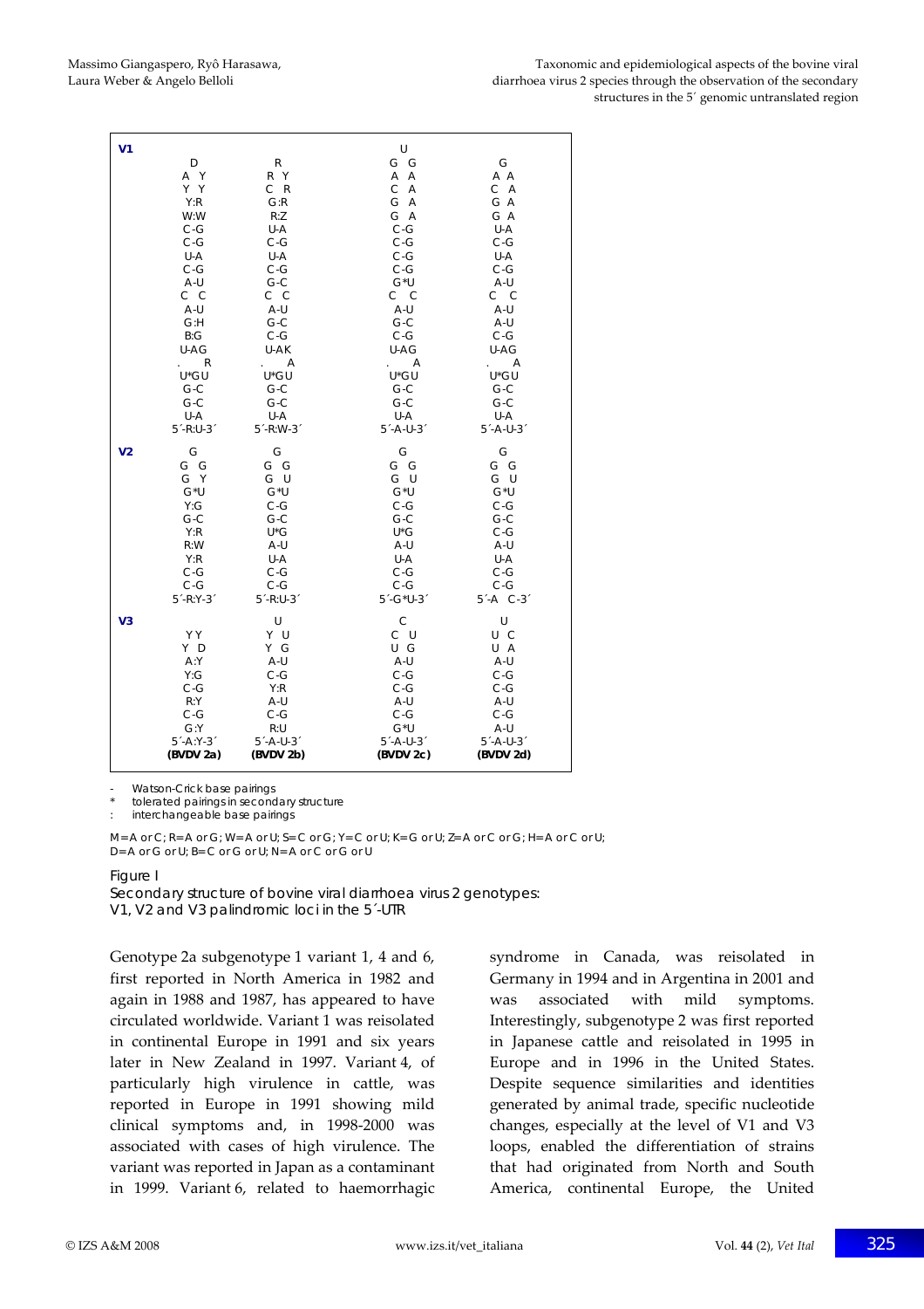```
V1                                      U
          D            R             G    G           G
         A  Y         R  Y           A    A          A A
         Y  Y         C  R           C    A          C  A
         Y:R          G:R            G    A          G  A
         W:W          R:Z            G    A          G  A
         C-G          U-A            C-G             U-A
         C-G          C-G            C-G             C-G
         U-A          U-A            C-G             U-A
         C-G          C-G            C-G             C-G
         A-U          G-C            G*U             A-U
         C  C         C  C           C  C            C  C
         A-U          A-U            A-U             A-U
         G:H          G-C            G-C             A-U
         B:G          C-G            C-G             C-G
         U-AG         U-AK           U-AG            U-AG
         .   R        .    A         .    A          .    A
         U*GU         U*GU           U*GU            U*GU
         G-C          G-C            G-C             G-C
         G-C          G-C            G-C             G-C
         U-A          U-A            U-A             U-A
      5´-R:U-3´    5´-R:W-3´      5´-A-U-3´       5´-A-U-3´

V2        G            G              G               G
         G  G         G  G           G  G            G  G
         G  Y         G  U           G  U            G  U
         G*U          G*U            G*U             G*U
         Y:G          C-G            C-G             C-G
         G-C          G-C            G-C             G-C
         Y:R          U*G            U*G             C-G
         R:W          A-U            A-U             A-U
         Y:R          U-A            U-A             U-A
         C-G          C-G            C-G             C-G
         C-G          C-G            C-G             C-G
      5´-R:Y-3´    5´-R:U-3´      5´-G*U-3´       5´-A  C-3´

V3                     U              C               U
         Y Y          Y  U           C  U            U  C
         Y  D         Y  G           U  G            U  A
         A:Y          A-U            A-U             A-U
         Y:G          C-G            C-G             C-G
         C-G          Y:R            C-G             C-G
         R:Y          A-U            A-U             A-U
         C-G          C-G            C-G             C-G
         G:Y          R:U            G*U             A-U
      5´-A:Y-3´    5´-A-U-3´      5´-A-U-3´       5´-A-U-3´
      (BVDV 2a)    (BVDV 2b)      (BVDV 2c)       (BVDV 2d)
```

- Watson-Crick base pairings
\* tolerated pairings in secondary structure
: interchangeable base pairings

M=A or C; R=A or G; W=A or U; S=C or G; Y=C or U; K=G or U; Z=A or C or G; H=A or C or U; D=A or G or U; B=C or G or U; N=A or C or G or U

Figure 1
*Secondary structure of bovine viral diarrhoea virus 2 genotypes: V1, V2 and V3 palindromic loci in the 5´-UTR*

Genotype 2a subgenotype 1 variant 1, 4 and 6, first reported in North America in 1982 and again in 1988 and 1987, has appeared to have circulated worldwide. Variant 1 was reisolated in continental Europe in 1991 and six years later in New Zealand in 1997. Variant 4, of particularly high virulence in cattle, was reported in Europe in 1991 showing mild clinical symptoms and, in 1998-2000 was associated with cases of high virulence. The variant was reported in Japan as a contaminant in 1999. Variant 6, related to haemorrhagic syndrome in Canada, was reisolated in Germany in 1994 and in Argentina in 2001 and was associated with mild symptoms. Interestingly, subgenotype 2 was first reported in Japanese cattle and reisolated in 1995 in Europe and in 1996 in the United States. Despite sequence similarities and identities generated by animal trade, specific nucleotide changes, especially at the level of V1 and V3 loops, enabled the differentiation of strains that had originated from North and South America, continental Europe, the United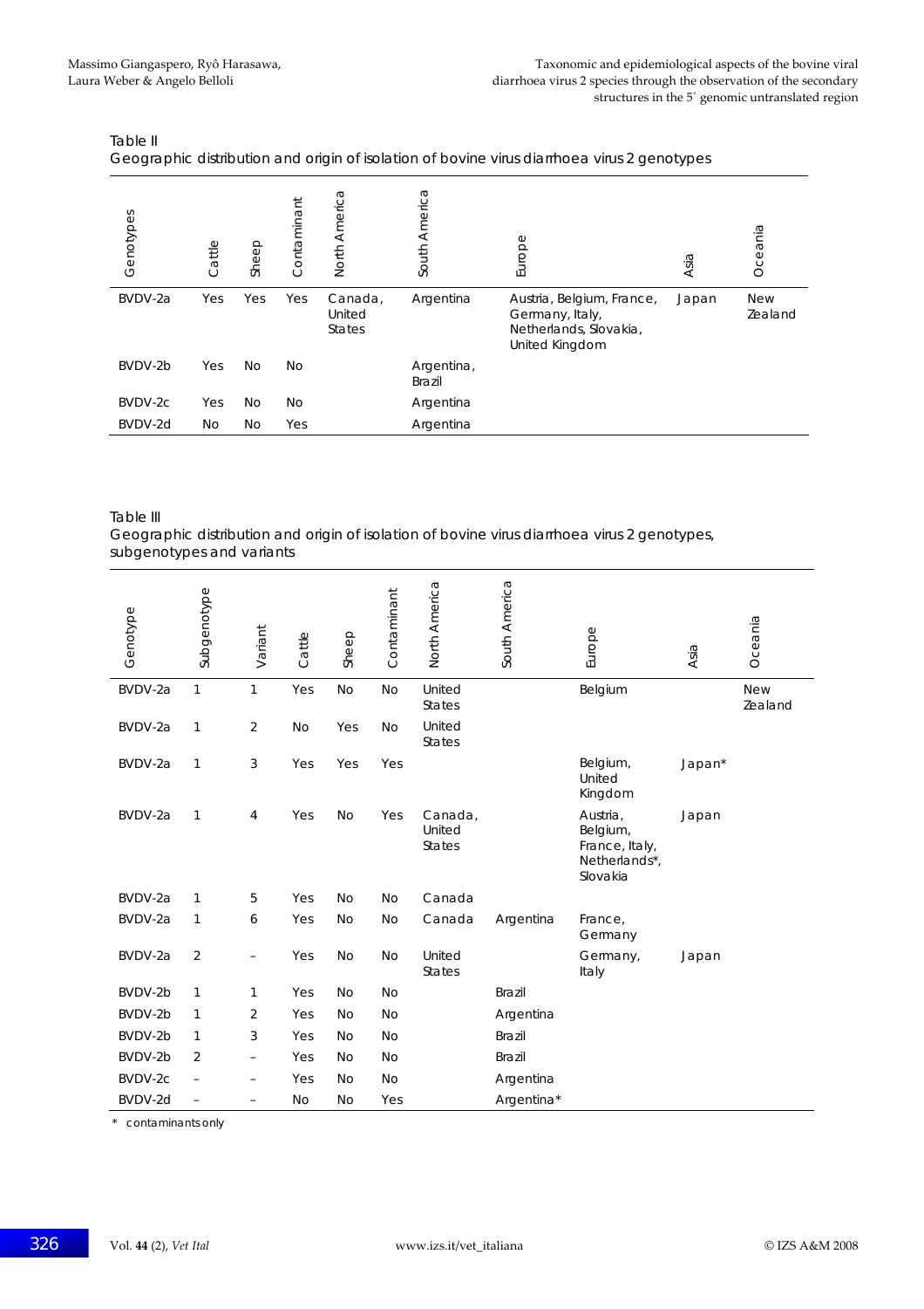Table II
Geographic distribution and origin of isolation of bovine virus diarrhoea virus 2 genotypes

| Genotypes | Cattle | Sheep | Contaminant | North America | South America | Europe | Asia | Oceania |
|---|---|---|---|---|---|---|---|---|
| BVDV-2a | Yes | Yes | Yes | Canada, United States | Argentina | Austria, Belgium, France, Germany, Italy, Netherlands, Slovakia, United Kingdom | Japan | New Zealand |
| BVDV-2b | Yes | No | No | | Argentina, Brazil | | | |
| BVDV-2c | Yes | No | No | | Argentina | | | |
| BVDV-2d | No | No | Yes | | Argentina | | | |

Table III
Geographic distribution and origin of isolation of bovine virus diarrhoea virus 2 genotypes, subgenotypes and variants

| Genotype | Subgenotype | Variant | Cattle | Sheep | Contaminant | North America | South America | Europe | Asia | Oceania |
|---|---|---|---|---|---|---|---|---|---|---|
| BVDV-2a | 1 | 1 | Yes | No | No | United States | | Belgium | | New Zealand |
| BVDV-2a | 1 | 2 | No | Yes | No | United States | | | | |
| BVDV-2a | 1 | 3 | Yes | Yes | Yes | | | Belgium, United Kingdom | Japan* | |
| BVDV-2a | 1 | 4 | Yes | No | Yes | Canada, United States | | Austria, Belgium, France, Italy, Netherlands*, Slovakia | Japan | |
| BVDV-2a | 1 | 5 | Yes | No | No | Canada | | | | |
| BVDV-2a | 1 | 6 | Yes | No | No | Canada | Argentina | France, Germany | | |
| BVDV-2a | 2 | – | Yes | No | No | United States | | Germany, Italy | Japan | |
| BVDV-2b | 1 | 1 | Yes | No | No | | Brazil | | | |
| BVDV-2b | 1 | 2 | Yes | No | No | | Argentina | | | |
| BVDV-2b | 1 | 3 | Yes | No | No | | Brazil | | | |
| BVDV-2b | 2 | – | Yes | No | No | | Brazil | | | |
| BVDV-2c | – | – | Yes | No | No | | Argentina | | | |
| BVDV-2d | – | – | No | No | Yes | | Argentina* | | | |

\* contaminants only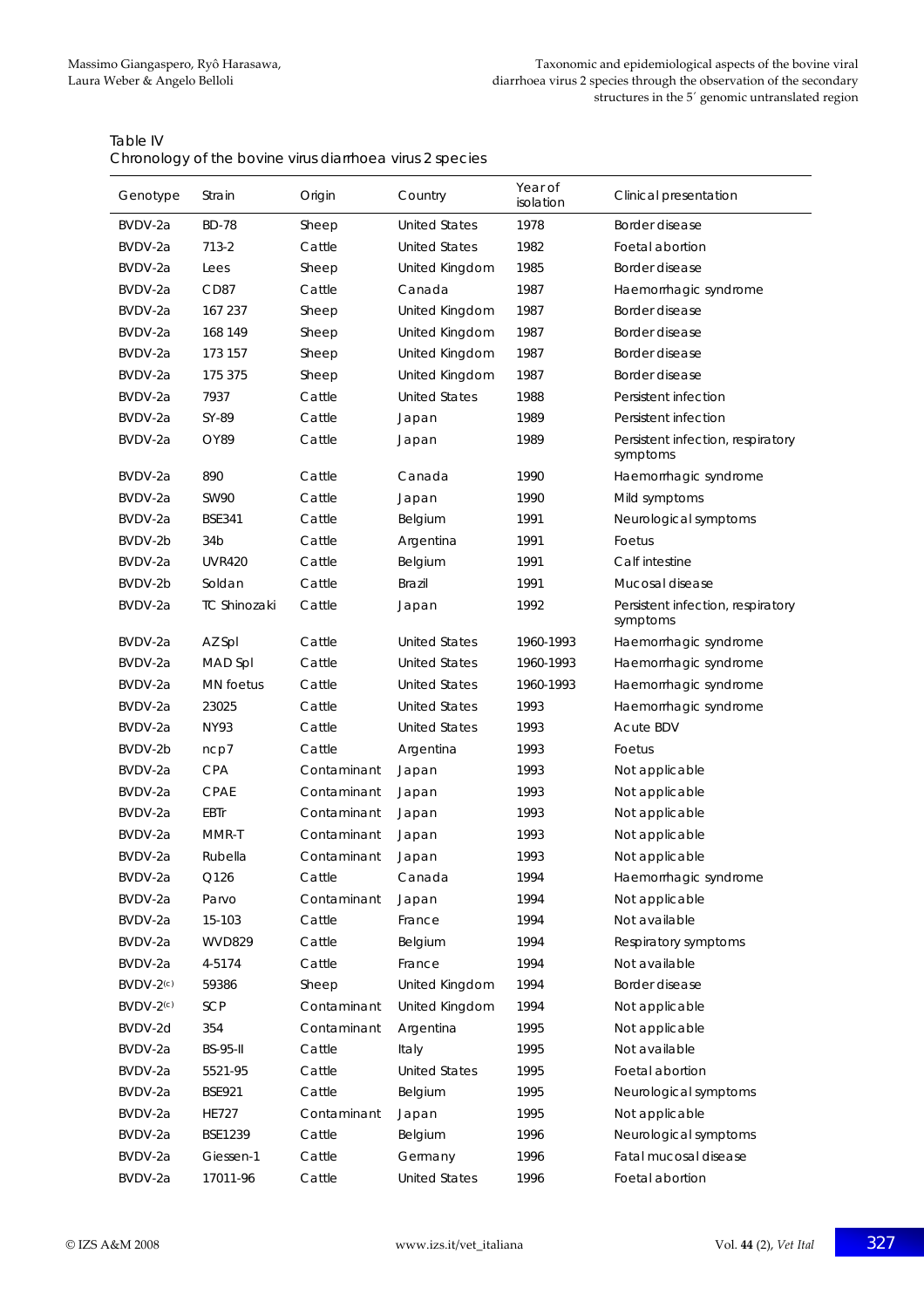Table IV
Chronology of the bovine virus diarrhoea virus 2 species

| Genotype | Strain | Origin | Country | Year of isolation | Clinical presentation |
|---|---|---|---|---|---|
| BVDV-2a | BD-78 | Sheep | United States | 1978 | Border disease |
| BVDV-2a | 713-2 | Cattle | United States | 1982 | Foetal abortion |
| BVDV-2a | Lees | Sheep | United Kingdom | 1985 | Border disease |
| BVDV-2a | CD87 | Cattle | Canada | 1987 | Haemorrhagic syndrome |
| BVDV-2a | 167 237 | Sheep | United Kingdom | 1987 | Border disease |
| BVDV-2a | 168 149 | Sheep | United Kingdom | 1987 | Border disease |
| BVDV-2a | 173 157 | Sheep | United Kingdom | 1987 | Border disease |
| BVDV-2a | 175 375 | Sheep | United Kingdom | 1987 | Border disease |
| BVDV-2a | 7937 | Cattle | United States | 1988 | Persistent infection |
| BVDV-2a | SY-89 | Cattle | Japan | 1989 | Persistent infection |
| BVDV-2a | OY89 | Cattle | Japan | 1989 | Persistent infection, respiratory symptoms |
| BVDV-2a | 890 | Cattle | Canada | 1990 | Haemorrhagic syndrome |
| BVDV-2a | SW90 | Cattle | Japan | 1990 | Mild symptoms |
| BVDV-2a | BSE341 | Cattle | Belgium | 1991 | Neurological symptoms |
| BVDV-2b | 34b | Cattle | Argentina | 1991 | Foetus |
| BVDV-2a | UVR420 | Cattle | Belgium | 1991 | Calf intestine |
| BVDV-2b | Soldan | Cattle | Brazil | 1991 | Mucosal disease |
| BVDV-2a | TC Shinozaki | Cattle | Japan | 1992 | Persistent infection, respiratory symptoms |
| BVDV-2a | AZ Spl | Cattle | United States | 1960-1993 | Haemorrhagic syndrome |
| BVDV-2a | MAD Spl | Cattle | United States | 1960-1993 | Haemorrhagic syndrome |
| BVDV-2a | MN foetus | Cattle | United States | 1960-1993 | Haemorrhagic syndrome |
| BVDV-2a | 23025 | Cattle | United States | 1993 | Haemorrhagic syndrome |
| BVDV-2a | NY93 | Cattle | United States | 1993 | Acute BDV |
| BVDV-2b | ncp7 | Cattle | Argentina | 1993 | Foetus |
| BVDV-2a | CPA | Contaminant | Japan | 1993 | Not applicable |
| BVDV-2a | CPAE | Contaminant | Japan | 1993 | Not applicable |
| BVDV-2a | EBTr | Contaminant | Japan | 1993 | Not applicable |
| BVDV-2a | MMR-T | Contaminant | Japan | 1993 | Not applicable |
| BVDV-2a | Rubella | Contaminant | Japan | 1993 | Not applicable |
| BVDV-2a | Q126 | Cattle | Canada | 1994 | Haemorrhagic syndrome |
| BVDV-2a | Parvo | Contaminant | Japan | 1994 | Not applicable |
| BVDV-2a | 15-103 | Cattle | France | 1994 | Not available |
| BVDV-2a | WVD829 | Cattle | Belgium | 1994 | Respiratory symptoms |
| BVDV-2a | 4-5174 | Cattle | France | 1994 | Not available |
| BVDV-2[(c)] | 59386 | Sheep | United Kingdom | 1994 | Border disease |
| BVDV-2[(c)] | SCP | Contaminant | United Kingdom | 1994 | Not applicable |
| BVDV-2d | 354 | Contaminant | Argentina | 1995 | Not applicable |
| BVDV-2a | BS-95-II | Cattle | Italy | 1995 | Not available |
| BVDV-2a | 5521-95 | Cattle | United States | 1995 | Foetal abortion |
| BVDV-2a | BSE921 | Cattle | Belgium | 1995 | Neurological symptoms |
| BVDV-2a | HE727 | Contaminant | Japan | 1995 | Not applicable |
| BVDV-2a | BSE1239 | Cattle | Belgium | 1996 | Neurological symptoms |
| BVDV-2a | Giessen-1 | Cattle | Germany | 1996 | Fatal mucosal disease |
| BVDV-2a | 17011-96 | Cattle | United States | 1996 | Foetal abortion |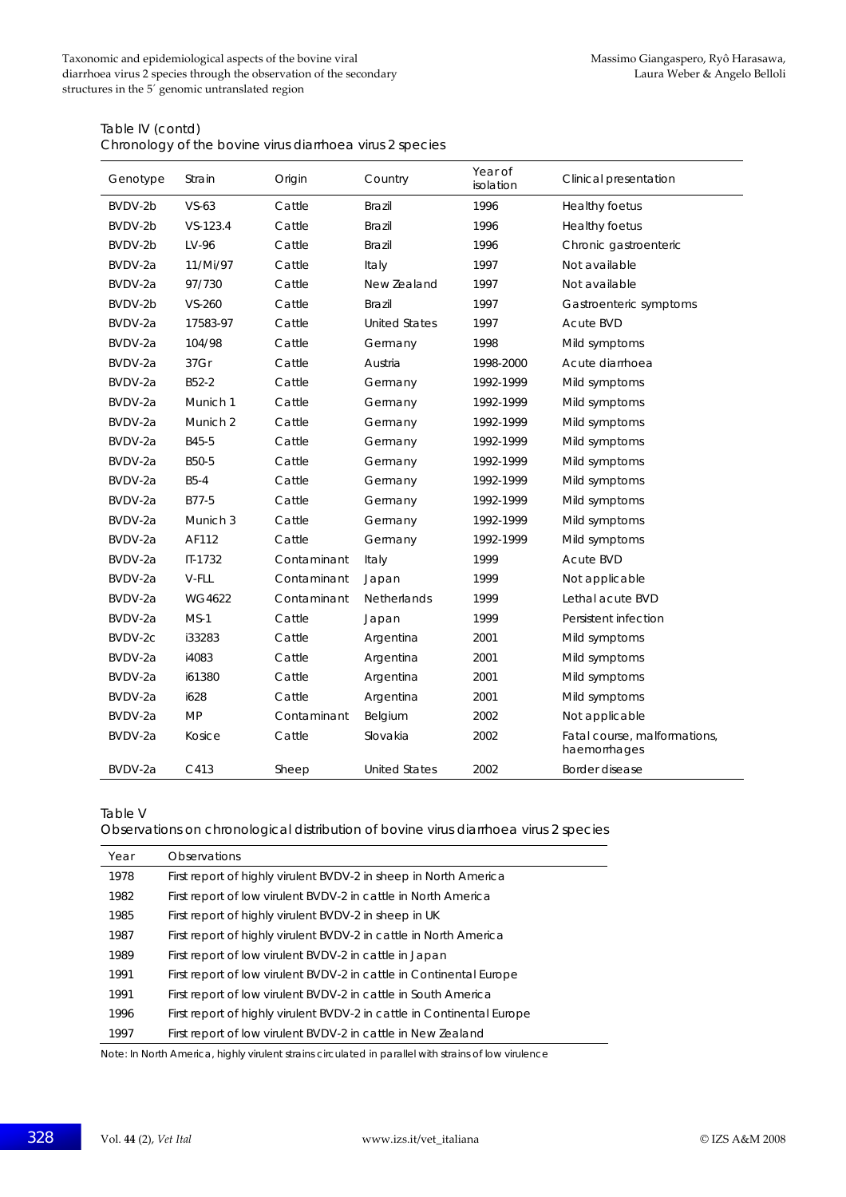Table IV (contd)
Chronology of the bovine virus diarrhoea virus 2 species

| Genotype | Strain | Origin | Country | Year of isolation | Clinical presentation |
|---|---|---|---|---|---|
| BVDV-2b | VS-63 | Cattle | Brazil | 1996 | Healthy foetus |
| BVDV-2b | VS-123.4 | Cattle | Brazil | 1996 | Healthy foetus |
| BVDV-2b | LV-96 | Cattle | Brazil | 1996 | Chronic gastroenteric |
| BVDV-2a | 11/Mi/97 | Cattle | Italy | 1997 | Not available |
| BVDV-2a | 97/730 | Cattle | New Zealand | 1997 | Not available |
| BVDV-2b | VS-260 | Cattle | Brazil | 1997 | Gastroenteric symptoms |
| BVDV-2a | 17583-97 | Cattle | United States | 1997 | Acute BVD |
| BVDV-2a | 104/98 | Cattle | Germany | 1998 | Mild symptoms |
| BVDV-2a | 37Gr | Cattle | Austria | 1998-2000 | Acute diarrhoea |
| BVDV-2a | B52-2 | Cattle | Germany | 1992-1999 | Mild symptoms |
| BVDV-2a | Munich 1 | Cattle | Germany | 1992-1999 | Mild symptoms |
| BVDV-2a | Munich 2 | Cattle | Germany | 1992-1999 | Mild symptoms |
| BVDV-2a | B45-5 | Cattle | Germany | 1992-1999 | Mild symptoms |
| BVDV-2a | B50-5 | Cattle | Germany | 1992-1999 | Mild symptoms |
| BVDV-2a | B5-4 | Cattle | Germany | 1992-1999 | Mild symptoms |
| BVDV-2a | B77-5 | Cattle | Germany | 1992-1999 | Mild symptoms |
| BVDV-2a | Munich 3 | Cattle | Germany | 1992-1999 | Mild symptoms |
| BVDV-2a | AF112 | Cattle | Germany | 1992-1999 | Mild symptoms |
| BVDV-2a | IT-1732 | Contaminant | Italy | 1999 | Acute BVD |
| BVDV-2a | V-FLL | Contaminant | Japan | 1999 | Not applicable |
| BVDV-2a | WG4622 | Contaminant | Netherlands | 1999 | Lethal acute BVD |
| BVDV-2a | MS-1 | Cattle | Japan | 1999 | Persistent infection |
| BVDV-2c | i33283 | Cattle | Argentina | 2001 | Mild symptoms |
| BVDV-2a | i4083 | Cattle | Argentina | 2001 | Mild symptoms |
| BVDV-2a | i61380 | Cattle | Argentina | 2001 | Mild symptoms |
| BVDV-2a | i628 | Cattle | Argentina | 2001 | Mild symptoms |
| BVDV-2a | MP | Contaminant | Belgium | 2002 | Not applicable |
| BVDV-2a | Kosice | Cattle | Slovakia | 2002 | Fatal course, malformations, haemorrhages |
| BVDV-2a | C413 | Sheep | United States | 2002 | Border disease |

Table V
Observations on chronological distribution of bovine virus diarrhoea virus 2 species

| Year | Observations |
|---|---|
| 1978 | First report of highly virulent BVDV-2 in sheep in North America |
| 1982 | First report of low virulent BVDV-2 in cattle in North America |
| 1985 | First report of highly virulent BVDV-2 in sheep in UK |
| 1987 | First report of highly virulent BVDV-2 in cattle in North America |
| 1989 | First report of low virulent BVDV-2 in cattle in Japan |
| 1991 | First report of low virulent BVDV-2 in cattle in Continental Europe |
| 1991 | First report of low virulent BVDV-2 in cattle in South America |
| 1996 | First report of highly virulent BVDV-2 in cattle in Continental Europe |
| 1997 | First report of low virulent BVDV-2 in cattle in New Zealand |

Note: In North America, highly virulent strains circulated in parallel with strains of low virulence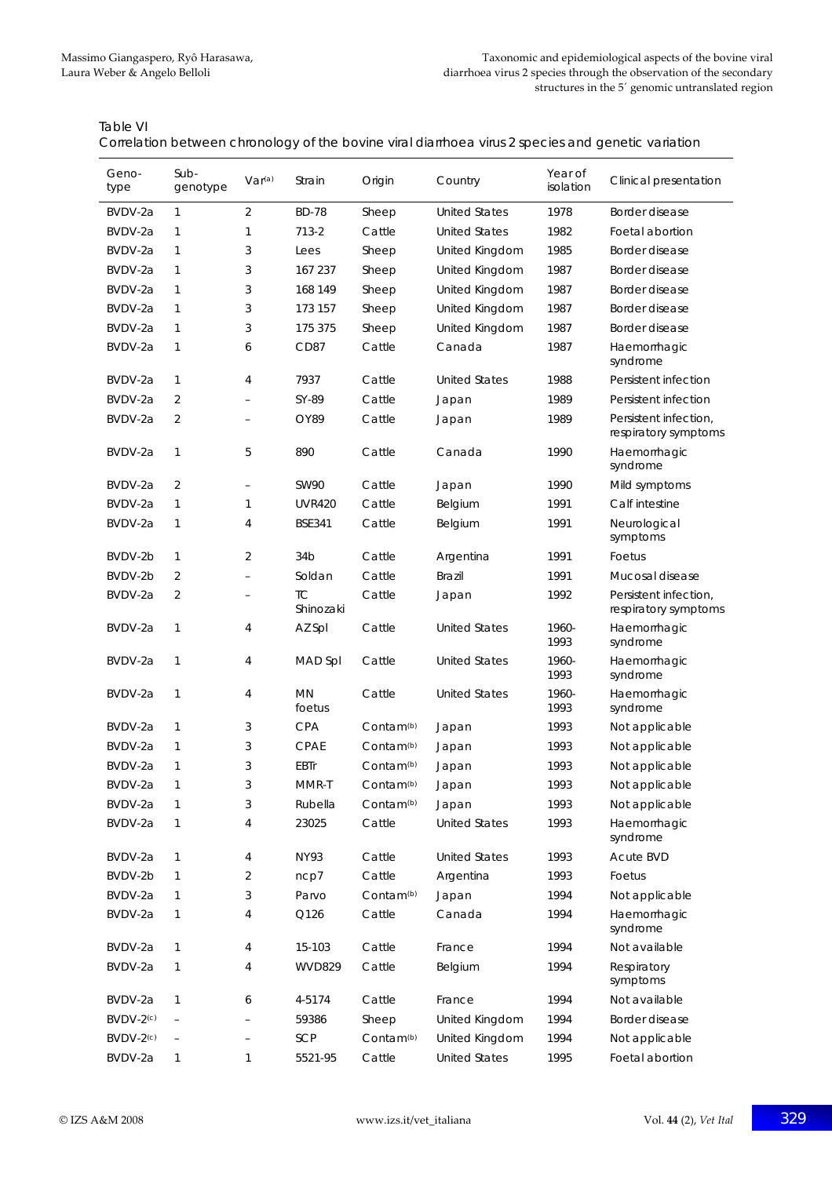Table VI
Correlation between chronology of the bovine viral diarrhoea virus 2 species and genetic variation

| Geno-type | Sub-genotype | Var[(a)] | Strain | Origin | Country | Year of isolation | Clinical presentation |
|---|---|---|---|---|---|---|---|
| BVDV-2a | 1 | 2 | BD-78 | Sheep | United States | 1978 | Border disease |
| BVDV-2a | 1 | 1 | 713-2 | Cattle | United States | 1982 | Foetal abortion |
| BVDV-2a | 1 | 3 | Lees | Sheep | United Kingdom | 1985 | Border disease |
| BVDV-2a | 1 | 3 | 167 237 | Sheep | United Kingdom | 1987 | Border disease |
| BVDV-2a | 1 | 3 | 168 149 | Sheep | United Kingdom | 1987 | Border disease |
| BVDV-2a | 1 | 3 | 173 157 | Sheep | United Kingdom | 1987 | Border disease |
| BVDV-2a | 1 | 3 | 175 375 | Sheep | United Kingdom | 1987 | Border disease |
| BVDV-2a | 1 | 6 | CD87 | Cattle | Canada | 1987 | Haemorrhagic syndrome |
| BVDV-2a | 1 | 4 | 7937 | Cattle | United States | 1988 | Persistent infection |
| BVDV-2a | 2 | – | SY-89 | Cattle | Japan | 1989 | Persistent infection |
| BVDV-2a | 2 | – | OY89 | Cattle | Japan | 1989 | Persistent infection, respiratory symptoms |
| BVDV-2a | 1 | 5 | 890 | Cattle | Canada | 1990 | Haemorrhagic syndrome |
| BVDV-2a | 2 | – | SW90 | Cattle | Japan | 1990 | Mild symptoms |
| BVDV-2a | 1 | 1 | UVR420 | Cattle | Belgium | 1991 | Calf intestine |
| BVDV-2a | 1 | 4 | BSE341 | Cattle | Belgium | 1991 | Neurological symptoms |
| BVDV-2b | 1 | 2 | 34b | Cattle | Argentina | 1991 | Foetus |
| BVDV-2b | 2 | – | Soldan | Cattle | Brazil | 1991 | Mucosal disease |
| BVDV-2a | 2 | – | TC Shinozaki | Cattle | Japan | 1992 | Persistent infection, respiratory symptoms |
| BVDV-2a | 1 | 4 | AZ Spl | Cattle | United States | 1960-1993 | Haemorrhagic syndrome |
| BVDV-2a | 1 | 4 | MAD Spl | Cattle | United States | 1960-1993 | Haemorrhagic syndrome |
| BVDV-2a | 1 | 4 | MN foetus | Cattle | United States | 1960-1993 | Haemorrhagic syndrome |
| BVDV-2a | 1 | 3 | CPA | Contam[(b)] | Japan | 1993 | Not applicable |
| BVDV-2a | 1 | 3 | CPAE | Contam[(b)] | Japan | 1993 | Not applicable |
| BVDV-2a | 1 | 3 | EBTr | Contam[(b)] | Japan | 1993 | Not applicable |
| BVDV-2a | 1 | 3 | MMR-T | Contam[(b)] | Japan | 1993 | Not applicable |
| BVDV-2a | 1 | 3 | Rubella | Contam[(b)] | Japan | 1993 | Not applicable |
| BVDV-2a | 1 | 4 | 23025 | Cattle | United States | 1993 | Haemorrhagic syndrome |
| BVDV-2a | 1 | 4 | NY93 | Cattle | United States | 1993 | Acute BVD |
| BVDV-2b | 1 | 2 | ncp7 | Cattle | Argentina | 1993 | Foetus |
| BVDV-2a | 1 | 3 | Parvo | Contam[(b)] | Japan | 1994 | Not applicable |
| BVDV-2a | 1 | 4 | Q126 | Cattle | Canada | 1994 | Haemorrhagic syndrome |
| BVDV-2a | 1 | 4 | 15-103 | Cattle | France | 1994 | Not available |
| BVDV-2a | 1 | 4 | WVD829 | Cattle | Belgium | 1994 | Respiratory symptoms |
| BVDV-2a | 1 | 6 | 4-5174 | Cattle | France | 1994 | Not available |
| BVDV-2[(c)] | – | – | 59386 | Sheep | United Kingdom | 1994 | Border disease |
| BVDV-2[(c)] | – | – | SCP | Contam[(b)] | United Kingdom | 1994 | Not applicable |
| BVDV-2a | 1 | 1 | 5521-95 | Cattle | United States | 1995 | Foetal abortion |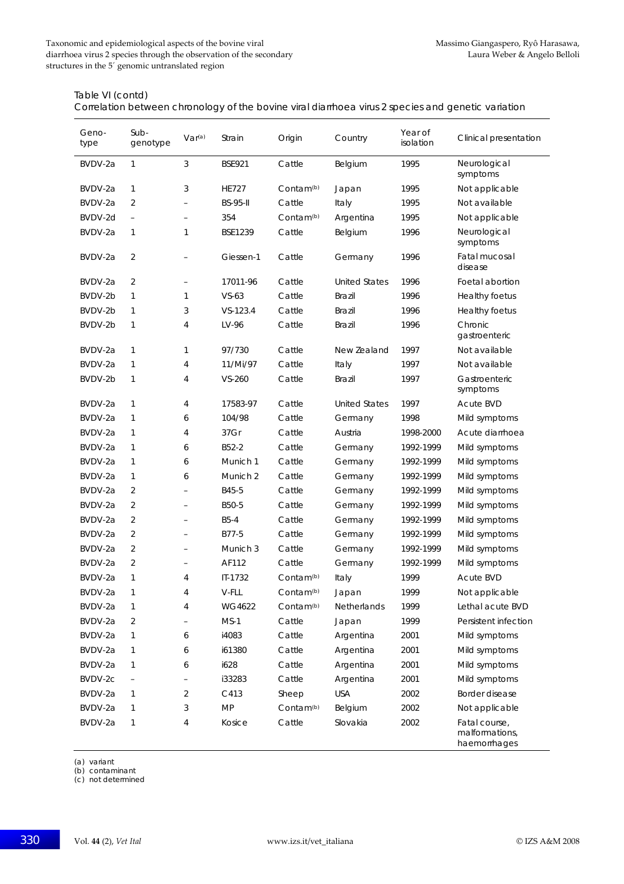Table VI (contd)
Correlation between chronology of the bovine viral diarrhoea virus 2 species and genetic variation

| Geno-type | Sub-genotype | Var[(a)] | Strain | Origin | Country | Year of isolation | Clinical presentation |
|---|---|---|---|---|---|---|---|
| BVDV-2a | 1 | 3 | BSE921 | Cattle | Belgium | 1995 | Neurological symptoms |
| BVDV-2a | 1 | 3 | HE727 | Contam[(b)] | Japan | 1995 | Not applicable |
| BVDV-2a | 2 | – | BS-95-II | Cattle | Italy | 1995 | Not available |
| BVDV-2d | – | – | 354 | Contam[(b)] | Argentina | 1995 | Not applicable |
| BVDV-2a | 1 | 1 | BSE1239 | Cattle | Belgium | 1996 | Neurological symptoms |
| BVDV-2a | 2 | – | Giessen-1 | Cattle | Germany | 1996 | Fatal mucosal disease |
| BVDV-2a | 2 | – | 17011-96 | Cattle | United States | 1996 | Foetal abortion |
| BVDV-2b | 1 | 1 | VS-63 | Cattle | Brazil | 1996 | Healthy foetus |
| BVDV-2b | 1 | 3 | VS-123.4 | Cattle | Brazil | 1996 | Healthy foetus |
| BVDV-2b | 1 | 4 | LV-96 | Cattle | Brazil | 1996 | Chronic gastroenteric |
| BVDV-2a | 1 | 1 | 97/730 | Cattle | New Zealand | 1997 | Not available |
| BVDV-2a | 1 | 4 | 11/Mi/97 | Cattle | Italy | 1997 | Not available |
| BVDV-2b | 1 | 4 | VS-260 | Cattle | Brazil | 1997 | Gastroenteric symptoms |
| BVDV-2a | 1 | 4 | 17583-97 | Cattle | United States | 1997 | Acute BVD |
| BVDV-2a | 1 | 6 | 104/98 | Cattle | Germany | 1998 | Mild symptoms |
| BVDV-2a | 1 | 4 | 37Gr | Cattle | Austria | 1998-2000 | Acute diarrhoea |
| BVDV-2a | 1 | 6 | B52-2 | Cattle | Germany | 1992-1999 | Mild symptoms |
| BVDV-2a | 1 | 6 | Munich 1 | Cattle | Germany | 1992-1999 | Mild symptoms |
| BVDV-2a | 1 | 6 | Munich 2 | Cattle | Germany | 1992-1999 | Mild symptoms |
| BVDV-2a | 2 | – | B45-5 | Cattle | Germany | 1992-1999 | Mild symptoms |
| BVDV-2a | 2 | – | B50-5 | Cattle | Germany | 1992-1999 | Mild symptoms |
| BVDV-2a | 2 | – | B5-4 | Cattle | Germany | 1992-1999 | Mild symptoms |
| BVDV-2a | 2 | – | B77-5 | Cattle | Germany | 1992-1999 | Mild symptoms |
| BVDV-2a | 2 | – | Munich 3 | Cattle | Germany | 1992-1999 | Mild symptoms |
| BVDV-2a | 2 | – | AF112 | Cattle | Germany | 1992-1999 | Mild symptoms |
| BVDV-2a | 1 | 4 | IT-1732 | Contam[(b)] | Italy | 1999 | Acute BVD |
| BVDV-2a | 1 | 4 | V-FLL | Contam[(b)] | Japan | 1999 | Not applicable |
| BVDV-2a | 1 | 4 | WG4622 | Contam[(b)] | Netherlands | 1999 | Lethal acute BVD |
| BVDV-2a | 2 | – | MS-1 | Cattle | Japan | 1999 | Persistent infection |
| BVDV-2a | 1 | 6 | i4083 | Cattle | Argentina | 2001 | Mild symptoms |
| BVDV-2a | 1 | 6 | i61380 | Cattle | Argentina | 2001 | Mild symptoms |
| BVDV-2a | 1 | 6 | i628 | Cattle | Argentina | 2001 | Mild symptoms |
| BVDV-2c | – | – | i33283 | Cattle | Argentina | 2001 | Mild symptoms |
| BVDV-2a | 1 | 2 | C413 | Sheep | USA | 2002 | Border disease |
| BVDV-2a | 1 | 3 | MP | Contam[(b)] | Belgium | 2002 | Not applicable |
| BVDV-2a | 1 | 4 | Kosice | Cattle | Slovakia | 2002 | Fatal course, malformations, haemorrhages |

(a) variant
(b) contaminant
(c) not determined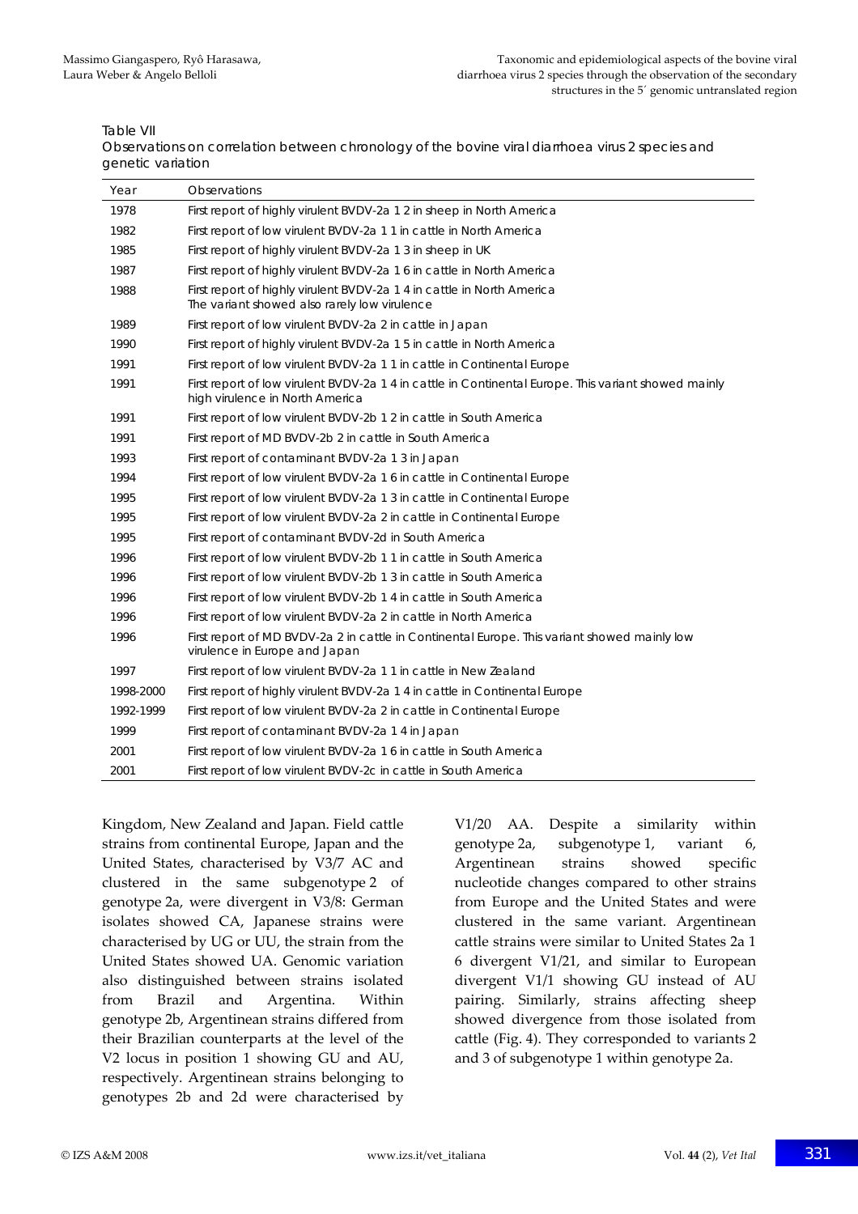Table VII
Observations on correlation between chronology of the bovine viral diarrhoea virus 2 species and genetic variation

| Year | Observations |
|---|---|
| 1978 | First report of highly virulent BVDV-2a 1 2 in sheep in North America |
| 1982 | First report of low virulent BVDV-2a 1 1 in cattle in North America |
| 1985 | First report of highly virulent BVDV-2a 1 3 in sheep in UK |
| 1987 | First report of highly virulent BVDV-2a 1 6 in cattle in North America |
| 1988 | First report of highly virulent BVDV-2a 1 4 in cattle in North America<br>The variant showed also rarely low virulence |
| 1989 | First report of low virulent BVDV-2a 2 in cattle in Japan |
| 1990 | First report of highly virulent BVDV-2a 1 5 in cattle in North America |
| 1991 | First report of low virulent BVDV-2a 1 1 in cattle in Continental Europe |
| 1991 | First report of low virulent BVDV-2a 1 4 in cattle in Continental Europe. This variant showed mainly high virulence in North America |
| 1991 | First report of low virulent BVDV-2b 1 2 in cattle in South America |
| 1991 | First report of MD BVDV-2b 2 in cattle in South America |
| 1993 | First report of contaminant BVDV-2a 1 3 in Japan |
| 1994 | First report of low virulent BVDV-2a 1 6 in cattle in Continental Europe |
| 1995 | First report of low virulent BVDV-2a 1 3 in cattle in Continental Europe |
| 1995 | First report of low virulent BVDV-2a 2 in cattle in Continental Europe |
| 1995 | First report of contaminant BVDV-2d in South America |
| 1996 | First report of low virulent BVDV-2b 1 1 in cattle in South America |
| 1996 | First report of low virulent BVDV-2b 1 3 in cattle in South America |
| 1996 | First report of low virulent BVDV-2b 1 4 in cattle in South America |
| 1996 | First report of low virulent BVDV-2a 2 in cattle in North America |
| 1996 | First report of MD BVDV-2a 2 in cattle in Continental Europe. This variant showed mainly low virulence in Europe and Japan |
| 1997 | First report of low virulent BVDV-2a 1 1 in cattle in New Zealand |
| 1998-2000 | First report of highly virulent BVDV-2a 1 4 in cattle in Continental Europe |
| 1992-1999 | First report of low virulent BVDV-2a 2 in cattle in Continental Europe |
| 1999 | First report of contaminant BVDV-2a 1 4 in Japan |
| 2001 | First report of low virulent BVDV-2a 1 6 in cattle in South America |
| 2001 | First report of low virulent BVDV-2c in cattle in South America |

Kingdom, New Zealand and Japan. Field cattle strains from continental Europe, Japan and the United States, characterised by V3/7 AC and clustered in the same subgenotype 2 of genotype 2a, were divergent in V3/8: German isolates showed CA, Japanese strains were characterised by UG or UU, the strain from the United States showed UA. Genomic variation also distinguished between strains isolated from Brazil and Argentina. Within genotype 2b, Argentinean strains differed from their Brazilian counterparts at the level of the V2 locus in position 1 showing GU and AU, respectively. Argentinean strains belonging to genotypes 2b and 2d were characterised by V1/20 AA. Despite a similarity within genotype 2a, subgenotype 1, variant 6, Argentinean strains showed specific nucleotide changes compared to other strains from Europe and the United States and were clustered in the same variant. Argentinean cattle strains were similar to United States 2a 1 6 divergent V1/21, and similar to European divergent V1/1 showing GU instead of AU pairing. Similarly, strains affecting sheep showed divergence from those isolated from cattle (Fig. 4). They corresponded to variants 2 and 3 of subgenotype 1 within genotype 2a.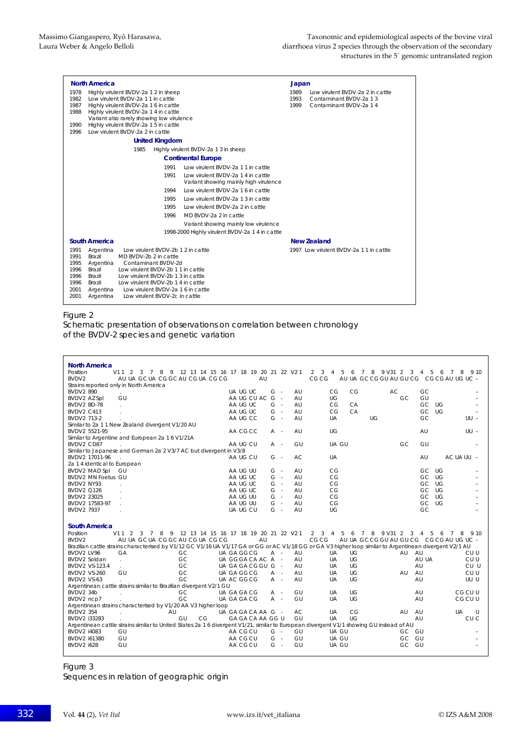**North America**

1978 Highly virulent BVDV-2a 1 2 in sheep
1982 Low virulent BVDV-2a 1 1 in cattle
1987 Highly virulent BVDV-2a 1 6 in cattle
1988 Highly virulent BVDV-2a 1 4 in cattle
Variant also rarely showing low virulence
1990 Highly virulent BVDV-2a 1 5 in cattle
1996 Low virulent BVDV-2a 2 in cattle

**Japan**

1989 Low virulent BVDV-2a 2 in cattle
1993 Contaminant BVDV-2a 1 3
1999 Contaminant BVDV-2a 1 4

**United Kingdom**

1985 Highly virulent BVDV-2a 1 3 in sheep

**Continental Europe**

1991 Low virulent BVDV-2a 1 1 in cattle
1991 Low virulent BVDV-2a 1 4 in cattle
Variant showing mainly high virulence
1994 Low virulent BVDV-2a 1 6 in cattle
1995 Low virulent BVDV-2a 1 3 in cattle
1995 Low virulent BVDV-2a 2 in cattle
1996 MD BVDV-2a 2 in cattle
Variant showing mainly low virulence
1998-2000 Highly virulent BVDV-2a 1 4 in cattle

**South America**

1991 Argentina Low virulent BVDV-2b 1 2 in cattle
1991 Brazil MD BVDV-2b 2 in cattle
1995 Argentina Contaminant BVDV-2d
1996 Brazil Low virulent BVDV-2b 1 1 in cattle
1996 Brazil Low virulent BVDV-2b 1 3 in cattle
1996 Brazil Low virulent BVDV-2b 1 4 in cattle
2001 Argentina Low virulent BVDV-2a 1 6 in cattle
2001 Argentina Low virulent BVDV-2c in cattle

**New Zealand**

1997 Low virulent BVDV-2a 1 1 in cattle

Figure 2
Schematic presentation of observations on correlation between chronology of the BVDV-2 species and genetic variation

```
North America
Position      V1 1  2  3  7  8  9  12 13 14 15 16 17 18 19 20 21 22 V2 1   2  3  4  5  6  7  8  9 V3 1  2  3  4  5  6  7  8  9 10
BVDV2            AU UA GC UA CG GC AU CG UA CG CG           AU             CG CG      AU UA GC CG GU AU GU CG   CG CG AU UG UC –
Strains reported only in North America
BVDV2 890        .                        UA UG UC    G  -    AU        CG    CG            AC      GC              –
BVDV2 AZSpl      GU                       AA UG CU AC G  -    AU        UG                     GC   GU              –
BVDV2 BD-78      .                        AA UG UC    G  -    AU        CG    CA                    GC  UG          –
BVDV2 C413       .                        AA UG UC    G  -    AU        CG    CA                    GC  UG          –
BVDV2 713-2      .                        AA UG CC    G  -    AU        UA          UG              GC           UU –
Similar to 2a 1 1 New Zealand divergent V1/20 AU
BVDV2 5521-95    .                        AA CG CC    A  -    AU        UG                          AU           UU –
Similar to Argentine and European 2a 1 6 V1/21A
BVDV2 CD87       .                        AA UG CU    A  -    GU        UA GU                  GC   GU              –
Similar to Japanese and German 2a 2 V3/7 AC but divergent in V3/8
BVDV2 17011-96   .                        AA UG CU    G  -    AC        UA                          AU       AC UA UU –
2a 1 4 identical to European
BVDV2 MAD Spl    GU                       AA UG UU    G  -    AU        CG                          GC  UG          –
BVDV2 MN Foetus  GU                       AA UG UC    G  -    AU        CG                          GC  UG          –
BVDV2 NY93       .                        AA UG UC    G  -    AU        CG                          GC  UG          –
BVDV2 Q126       .                        AA UG UC    G  -    AU        CG                          GC  UG          –
BVDV2 23025      .                        AA UG UU    G  -    AU        CG                          GC  UG          –
BVDV2 17583-97   .                        AA UG UU    G  -    AU        CG                          GC  UG          –
BVDV2 7937       .                        UA UG CU    G  -    AU        UG                          GC              –

South America
Position      V1 1  2  3  7  8  9  12 13 14 15 16 17 18 19 20 21 22 V2 1   2  3  4  5  6  7  8  9 V3 1  2  3  4  5  6  7  8  9 10
BVDV2            AU UA GC UA CG GC AU CG UA CG CG           AU             CG CG      AU UA GC CG GU AU GU CG   CG CG AU UG UC –
Brazilian cattle strains characterised by V1/12 GC V1/16 UA V1/17 GA or GG or AC V1/18 GG or GA V3 higher loop similar to Argentinean divergent V2/1 AU
BVDV2 LV96       GA          GC           UA GA GG CG     A  -    AU        UA    UG            AU  AU              CU U
BVDV2 Soldan     .           GC           UA GG GA CA AC  A  -    AU        UA    UG                AU UA           CU U
BVDV2 VS-123.4   .           GC           UA GA GA CG GU  G  -    AU        UA    UG                AU              CU U
BVDV2 VS-260     GU          GC           UA GA GG CG     A  -    AU        UA    UG            AU  AU              CU U
BVDV2 VS-63      .           GC           UA AC GG CG     A  -    AU        UA    UG                AU              UU U
Argentinean cattle strains similar to Brazilian divergent V2/1 GU
BVDV2 34b        .           GC           UA GA GA CG     A  -    GU        UA    UG                AU           CG CU U
BVDV2 ncp7       .           GC           UA GA GA CG     A  -    GU        UA    UG                AU           CG CU U
Argentinean strains characterised by V1/20 AA V3 higher loop
BVDV2 354        .        AU              UA GA GA CA AA  G  -    AC        UA    CG            AU  AU           UA    U
BVDV2 i33283     .           GU     CG       GA GA CA AA GG U     GU        UA    UG                AU              CU C
Argentinean cattle strains similar to United States 2a 1 6 divergent V1/21, similar to European divergent V1/1 showing GU instead of AU
BVDV2 i4083      GU                       AA CG CU    G  -    GU        UA GU                  GC   GU              –
BVDV2 i61380     GU                       AA CG CU    G  -    GU        UA GU                  GC   GU              –
BVDV2 i628       GU                       AA CG CU    G  -    GU        UA GU                  GC   GU              –
```

Figure 3
Sequences in relation of geographic origin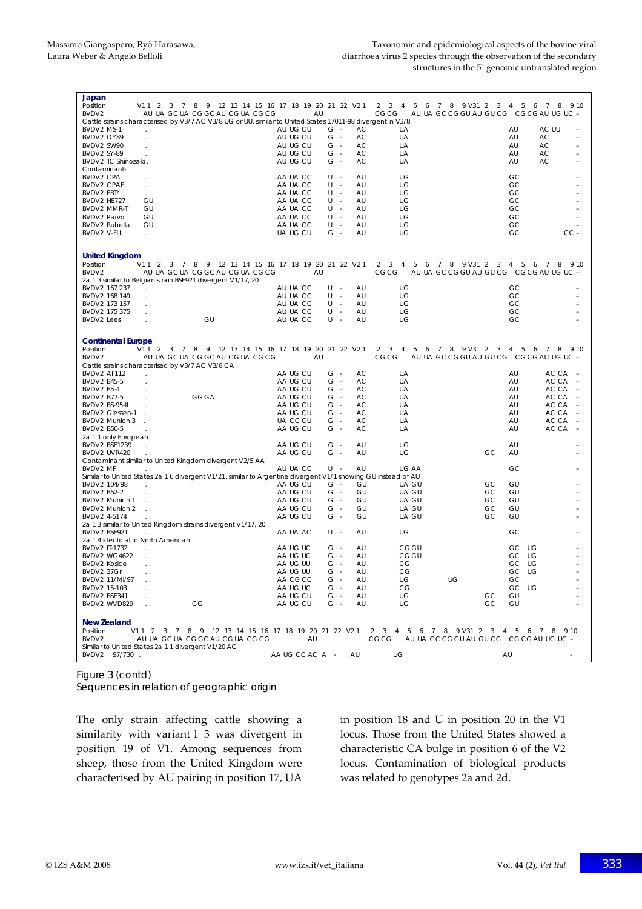```
Japan
Position       V1 1  2  3  7  8  9  12 13 14 15 16 17 18 19 20 21 22 V2 1   2  3  4  5  6  7  8  9 V3 1  2  3  4  5  6  7  8  9 10
BVDV2             AU UA GC UA CG GC AU CG UA CG CG          AU              CG CG    AU UA GC CG GU AU GU CG   CG CG AU UG UC –
Cattle strains characterised by V3/7 AC V3/8 UG or UU, similar to United States 17011-98 divergent in V3/8
BVDV2 MS-1          .                     AU UG CU    G  -    AC        UA                          AU       AC UU      –
BVDV2 OY89          .                     AU UG CU    G  -    AC        UA                          AU       AC         –
BVDV2 SW90          .                     AU UG CU    G  -    AC        UA                          AU       AC         –
BVDV2 SY-89         .                     AU UG CU    G  -    AC        UA                          AU       AC         –
BVDV2 TC Shinozaki  .                     AU UG CU    G  -    AC        UA                          AU       AC         –
Contaminants
BVDV2 CPA           .                     AA UA CC    U  -    AU        UG                          GC                  –
BVDV2 CPAE          .                     AA UA CC    U  -    AU        UG                          GC                  –
BVDV2 EBTr          .                     AA UA CC    U  -    AU        UG                          GC                  –
BVDV2 HE727         GU                    AA UA CC    U  -    AU        UG                          GC                  –
BVDV2 MMR-T         GU                    AA UA CC    U  -    AU        UG                          GC                  –
BVDV2 Parvo         GU                    AA UA CC    U  -    AU        UG                          GC                  –
BVDV2 Rubella       GU                    AA UA CC    U  -    AU        UG                          GC                  –
BVDV2 V-FLL         .                     UA UG CU    G  -    AU        UG                          GC             CC – 

United Kingdom
Position       V1 1  2  3  7  8  9  12 13 14 15 16 17 18 19 20 21 22 V2 1   2  3  4  5  6  7  8  9 V3 1  2  3  4  5  6  7  8  9 10
BVDV2             AU UA GC UA CG GC AU CG UA CG CG          AU              CG CG    AU UA GC CG GU AU GU CG   CG CG AU UG UC –
2a 1 3 similar to Belgian strain BSE921 divergent V1/17, 20
BVDV2 167 237       .                     AU UA CC    U  -    AU        UG                          GC                  –
BVDV2 168 149       .                     AU UA CC    U  -    AU        UG                          GC                  –
BVDV2 173 157       .                     AU UA CC    U  -    AU        UG                          GC                  –
BVDV2 175 375       .                     AU UA CC    U  -    AU        UG                          GC                  –
BVDV2 Lees          .             GU      AU UA CC    U  -    AU        UG                          GC                  –

Continental Europe
Position       V1 1  2  3  7  8  9  12 13 14 15 16 17 18 19 20 21 22 V2 1   2  3  4  5  6  7  8  9 V3 1  2  3  4  5  6  7  8  9 10
BVDV2             AU UA GC UA CG GC AU CG UA CG CG          AU              CG CG    AU UA GC CG GU AU GU CG   CG CG AU UG UC –
Cattle strains characterised by V3/7 AC V3/8 CA
BVDV2 AF112         .                     AA UG CU    G  -    AC        UA                          AU       AC CA  –
BVDV2 B45-5         .                     AA UG CU    G  -    AC        UA                          AU       AC CA  –
BVDV2 B5-4          .                     AA UG CU    G  -    AC        UA                          AU       AC CA  –
BVDV2 B77-5         .           GG GA     AA UG CU    G  -    AC        UA                          AU       AC CA  –
BVDV2 BS-95-II      .                     AA UG CU    G  -    AC        UA                          AU       AC CA  –
BVDV2 Giessen-1     .                     AA UG CU    G  -    AC        UA                          AU       AC CA  –
BVDV2 Munich 3      .                     UA CG CU    G  -    AC        UA                          AU       AC CA  –
BVDV2 B50-5         .                     AA UG CU    G  -    AC        UA                          AU       AC CA  –
2a 1 1 only European
BVDV2 BSE1239       .                     AA UG CU    G  -    AU        UG                          AU                  –
BVDV2 UVR420        .                     AA UG CU    G  -    AU        UG                     GC   AU                  –
Contaminant similar to United Kingdom divergent V2/5 AA
BVDV2 MP            .                     AU UA CC    U  -    AU        UG AA                       GC                  –
Similar to United States 2a 1 6 divergent V1/21, similar to Argentine divergent V1/1 showing GU instead of AU
BVDV2 104/98        .                     AA UG CU    G  -    GU        UA GU                  GC   GU                  –
BVDV2 B52-2         .                     AA UG CU    G  -    GU        UA GU                  GC   GU                  –
BVDV2 Munich 1      .                     AA UG CU    G  -    GU        UA GU                  GC   GU                  –
BVDV2 Munich 2      .                     AA UG CU    G  -    GU        UA GU                  GC   GU                  –
BVDV2 4-5174        .                     AA UG CU    G  -    GU        UA GU                  GC   GU                  –
2a 1 3 similar to United Kingdom strains divergent V1/17, 20
BVDV2 BSE921        .                     AA UA AC    U  -    AU        UG                          GC                  –
2a 1 4 identical to North American
BVDV2 IT-1732       .                     AA UG UC    G  -    AU        CG GU                       GC  UG              –
BVDV2 WG4622        .                     AA UG UC    G  -    AU        CG GU                       GC  UG              –
BVDV2 Kosice        .                     AA UG UU    G  -    AU        CG                          GC  UG              –
BVDV2 37Gr          .                     AA UG UU    G  -    AU        CG                          GC  UG              –
BVDV2 11/Mi/97      .                     AA CG CC    G  -    AU        UG           UG             GC                  –
BVDV2 15-103        .                     AA UG UC    G  -    AU        CG                          GC  UG              –
BVDV2 BSE341        .                     AA UG CU    G  -    AU        UG                     GC   GU                  –
BVDV2 WVD829        .             GG      AA UG CU    G  -    AU        UG                     GC   GU                  –

New Zealand
Position       V1 1  2  3  7  8  9  12 13 14 15 16 17 18 19 20 21 22 V2 1   2  3  4  5  6  7  8  9 V3 1  2  3  4  5  6  7  8  9 10
BVDV2             AU UA GC UA CG GC AU CG UA CG CG          AU              CG CG    AU UA GC CG GU AU GU CG   CG CG AU UG UC –
Similar to United States 2a 1 1 divergent V1/20 AC
BVDV2 97/730        .                     AA UG CC AC A  -    AU        UG                          AU                  -
```

Figure 3 (contd)
Sequences in relation of geographic origin

The only strain affecting cattle showing a similarity with variant 1 3 was divergent in position 19 of V1. Among sequences from sheep, those from the United Kingdom were characterised by AU pairing in position 17, UA in position 18 and U in position 20 in the V1 locus. Those from the United States showed a characteristic CA bulge in position 6 of the V2 locus. Contamination of biological products was related to genotypes 2a and 2d.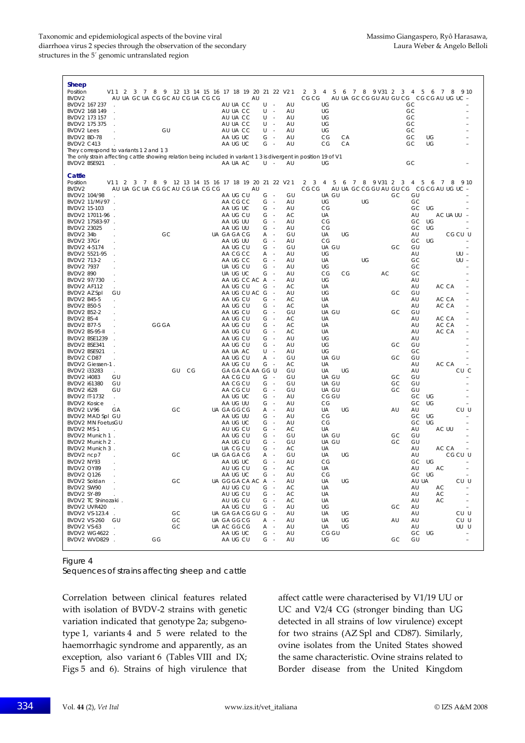```
Sheep
Position      V1 1  2  3  7  8  9  12 13 14 15 16 17 18 19 20 21 22 V2 1   2  3  4  5  6  7  8  9 V3 1  2  3  4  5  6  7  8  9 10
BVDV2            AU UA GC UA CG GC AU CG UA CG CG              AU            CG CG    AU UA GC CG GU AU GU CG  CG CG AU UG UC –
BVDV2 167 237    .                          AU UA CC        U  -    AU        UG                              GC                  –
BVDV2 168 149    .                          AU UA CC        U  -    AU        UG                              GC                  –
BVDV2 173 157    .                          AU UA CC        U  -    AU        UG                              GC                  –
BVDV2 175 375    .                          AU UA CC        U  -    AU        UG                              GC                  –
BVDV2 Lees       .           GU             AU UA CC        U  -    AU        UG                              GC                  –
BVDV2 BD-78      .                          AA UG UC        G  -    AU        CG       CA                     GC    UG            –
BVDV2 C413       .                          AA UG UC        G  -    AU        CG       CA                     GC    UG            –
They correspond to variants 1 2 and 1 3
The only strain affecting cattle showing relation being included in variant 1 3 is divergent in position 19 of V1
BVDV2 BSE921     .                          AA UA AC        U  -    AU        UG                              GC                  –

Cattle
Position      V1 1  2  3  7  8  9  12 13 14 15 16 17 18 19 20 21 22 V2 1   2  3  4  5  6  7  8  9 V3 1  2  3  4  5  6  7  8  9 10
BVDV2            AU UA GC UA CG GC AU CG UA CG CG              AU            CG CG    AU UA GC CG GU AU GU CG  CG CG AU UG UC –
BVDV2 104/98     .                          AA UG CU        G  -    GU        UA GU                       GC  GU                  –
BVDV2 11/Mi/97   .                          AA CG CC        G  -    AU        UG             UG               GC                  –
BVDV2 15-103     .                          AA UG UC        G  -    AU        CG                              GC    UG            –
BVDV2 17011-96   .                          AA UG CU        G  -    AC        UA                              AU          AC UA UU –
BVDV2 17583-97   .                          AA UG UU        G  -    AU        CG                              GC    UG            –
BVDV2 23025      .                          AA UG UU        G  -    AU        CG                              GC    UG            –
BVDV2 34b        .           GC          UA GA GA CG        A  -    GU        UA       UG                     AU          CG CU U
BVDV2 37Gr       .                          AA UG UU        G  -    AU        CG                              GC    UG            –
BVDV2 4-5174     .                          AA UG CU        G  -    GU        UA GU                       GC  GU                  –
BVDV2 5521-95    .                          AA CG CC        A  -    AU        UG                              AU             UU –
BVDV2 713-2      .                          AA UG CC        G  -    AU        UA             UG               GC             UU –
BVDV2 7937       .                          UA UG CU        G  -    AU        UG                              GC                  –
BVDV2 890        .                          UA UG UC        G  -    AU        CG       CG             AC      GC                  –
BVDV2 97/730     .                          AA UG CC AC     A  -    AU        UG                              AU                  –
BVDV2 AF112      .                          AA UG CU        G  -    AC        UA                              AU       AC CA      –
BVDV2 AZ Spl     GU                         AA UG CU AC     G  -    AU        UG                          GC  GU                  –
BVDV2 B45-5      .                          AA UG CU        G  -    AC        UA                              AU       AC CA      –
BVDV2 B50-5      .                          AA UG CU        G  -    AC        UA                              AU       AC CA      –
BVDV2 B52-2      .                          AA UG CU        G  -    GU        UA GU                       GC  GU                  –
BVDV2 B5-4       .                          AA UG CU        G  -    AC        UA                              AU       AC CA      –
BVDV2 B77-5      .         GG GA            AA UG CU        G  -    AC        UA                              AU       AC CA      –
BVDV2 BS-95-II   .                          AA UG CU        G  -    AC        UA                              AU       AC CA      –
BVDV2 BSE1239    .                          AA UG CU        G  -    AU        UG                              AU                  –
BVDV2 BSE341     .                          AA UG CU        G  -    AU        UG                          GC  GU                  –
BVDV2 BSE921     .                          AA UA AC        U  -    AU        UG                              GC                  –
BVDV2 CD87       .                          AA UG CU        A  -    GU        UA GU                       GC  GU                  –
BVDV2 Giessen-1  .                          AA UG CU        G  -    AC        UA                              AU       AC CA      –
BVDV2 i33283     .                 GU  CG   GA GA CA AA GG U        GU        UA       UG                     AU             CU C
BVDV2 i4083      GU                         AA CG CU        G  -    GU        UA GU                       GC  GU                  –
BVDV2 i61380     GU                         AA CG CU        G  -    GU        UA GU                       GC  GU                  –
BVDV2 i628       GU                         AA CG CU        G  -    GU        UA GU                       GC  GU                  –
BVDV2 IT-1732    .                          AA UG UC        G  -    AU        CG GU                           GC    UG            –
BVDV2 Kosice     .                          AA UG UU        G  -    AU        CG                              GC    UG            –
BVDV2 LV96       GA          GC          UA GA GG CG        A  -    AU        UA       UG                 AU  AU             CU U
BVDV2 MAD Spl    GU                         AA UG UU        G  -    AU        CG                              GC    UG            –
BVDV2 MN FoetusGU                           AA UG UC        G  -    AU        CG                              GC    UG            –
BVDV2 MS-1       .                          AU UG CU        G  -    AC        UA                              AU       AC UU      –
BVDV2 Munich 1   .                          AA UG CU        G  -    GU        UA GU                       GC  GU                  –
BVDV2 Munich 2   .                          AA UG CU        G  -    GU        UA GU                       GC  GU                  –
BVDV2 Munich 3   .                          UA CG CU        G  -    AC        UA                              AU       AC CA      –
BVDV2 ncp7       .           GC          UA GA GA CG        A  -    GU        UA       UG                     AU          CG CU U
BVDV2 NY93       .                          AA UG UC        G  -    AU        CG                              GC    UG            –
BVDV2 OY89       .                          AU UG CU        G  -    AC        UA                              AU       AC         –
BVDV2 Q126       .                          AA UG UC        G  -    AU        CG                              GC    UG            –
BVDV2 Soldan     .           GC          UA GG GA CA AC     A  -    AU        UA       UG                     AU UA          CU U
BVDV2 SW90       .                          AU UG CU        G  -    AC        UA                              AU       AC         –
BVDV2 SY-89      .                          AU UG CU        G  -    AC        UA                              AU       AC         –
BVDV2 TC Shinozaki .                        AU UG CU        G  -    AC        UA                              AU       AC         –
BVDV2 UVR420     .                          AA UG CU        G  -    AU        UG                          GC  AU                  –
BVDV2 VS-123.4   .           GC          UA GA GA CG GU     G  -    AU        UA       UG                     AU             CU U
BVDV2 VS-260     GU          GC          UA GA GG CG        A  -    AU        UA       UG                 AU  AU             CU U
BVDV2 VS-63      .           GC          UA AC GG CG        A  -    AU        UA       UG                     AU             UU U
BVDV2 WG4622     .                          AA UG UC        G  -    AU        CG GU                           GC    UG            –
BVDV2 WVD829     .         GG               AA UG CU        G  -    AU        UG                          GC  GU                  –
```

Figure 4
Sequences of strains affecting sheep and cattle

Correlation between clinical features related with isolation of BVDV-2 strains with genetic variation indicated that genotype 2a; subgenotype 1, variants 4 and 5 were related to the haemorrhagic syndrome and apparently, as an exception, also variant 6 (Tables VIII and IX; Figs 5 and 6). Strains of high virulence that affect cattle were characterised by V1/19 UU or UC and V2/4 CG (stronger binding than UG detected in all strains of low virulence) except for two strains (AZ Spl and CD87). Similarly, ovine isolates from the United States showed the same characteristic. Ovine strains related to Border disease from the United Kingdom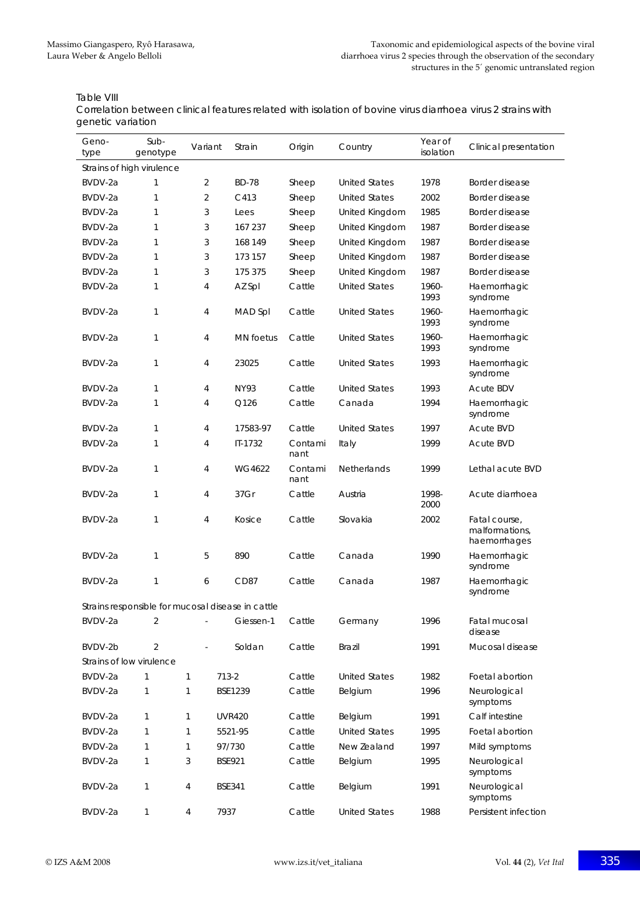Table VIII
Correlation between clinical features related with isolation of bovine virus diarrhoea virus 2 strains with genetic variation

| Genotype | Sub-genotype | Variant | Strain | Origin | Country | Year of isolation | Clinical presentation |
|---|---|---|---|---|---|---|---|
| Strains of high virulence | | | | | | | |
| BVDV-2a | 1 | 2 | BD-78 | Sheep | United States | 1978 | Border disease |
| BVDV-2a | 1 | 2 | C413 | Sheep | United States | 2002 | Border disease |
| BVDV-2a | 1 | 3 | Lees | Sheep | United Kingdom | 1985 | Border disease |
| BVDV-2a | 1 | 3 | 167 237 | Sheep | United Kingdom | 1987 | Border disease |
| BVDV-2a | 1 | 3 | 168 149 | Sheep | United Kingdom | 1987 | Border disease |
| BVDV-2a | 1 | 3 | 173 157 | Sheep | United Kingdom | 1987 | Border disease |
| BVDV-2a | 1 | 3 | 175 375 | Sheep | United Kingdom | 1987 | Border disease |
| BVDV-2a | 1 | 4 | AZ Spl | Cattle | United States | 1960-1993 | Haemorrhagic syndrome |
| BVDV-2a | 1 | 4 | MAD Spl | Cattle | United States | 1960-1993 | Haemorrhagic syndrome |
| BVDV-2a | 1 | 4 | MN foetus | Cattle | United States | 1960-1993 | Haemorrhagic syndrome |
| BVDV-2a | 1 | 4 | 23025 | Cattle | United States | 1993 | Haemorrhagic syndrome |
| BVDV-2a | 1 | 4 | NY93 | Cattle | United States | 1993 | Acute BDV |
| BVDV-2a | 1 | 4 | Q126 | Cattle | Canada | 1994 | Haemorrhagic syndrome |
| BVDV-2a | 1 | 4 | 17583-97 | Cattle | United States | 1997 | Acute BVD |
| BVDV-2a | 1 | 4 | IT-1732 | Contaminant | Italy | 1999 | Acute BVD |
| BVDV-2a | 1 | 4 | WG4622 | Contaminant | Netherlands | 1999 | Lethal acute BVD |
| BVDV-2a | 1 | 4 | 37Gr | Cattle | Austria | 1998-2000 | Acute diarrhoea |
| BVDV-2a | 1 | 4 | Kosice | Cattle | Slovakia | 2002 | Fatal course, malformations, haemorrhages |
| BVDV-2a | 1 | 5 | 890 | Cattle | Canada | 1990 | Haemorrhagic syndrome |
| BVDV-2a | 1 | 6 | CD87 | Cattle | Canada | 1987 | Haemorrhagic syndrome |
| Strains responsible for mucosal disease in cattle | | | | | | | |
| BVDV-2a | 2 | - | Giessen-1 | Cattle | Germany | 1996 | Fatal mucosal disease |
| BVDV-2b | 2 | - | Soldan | Cattle | Brazil | 1991 | Mucosal disease |
| Strains of low virulence | | | | | | | |
| BVDV-2a | 1 | 1 | 713-2 | Cattle | United States | 1982 | Foetal abortion |
| BVDV-2a | 1 | 1 | BSE1239 | Cattle | Belgium | 1996 | Neurological symptoms |
| BVDV-2a | 1 | 1 | UVR420 | Cattle | Belgium | 1991 | Calf intestine |
| BVDV-2a | 1 | 1 | 5521-95 | Cattle | United States | 1995 | Foetal abortion |
| BVDV-2a | 1 | 1 | 97/730 | Cattle | New Zealand | 1997 | Mild symptoms |
| BVDV-2a | 1 | 3 | BSE921 | Cattle | Belgium | 1995 | Neurological symptoms |
| BVDV-2a | 1 | 4 | BSE341 | Cattle | Belgium | 1991 | Neurological symptoms |
| BVDV-2a | 1 | 4 | 7937 | Cattle | United States | 1988 | Persistent infection |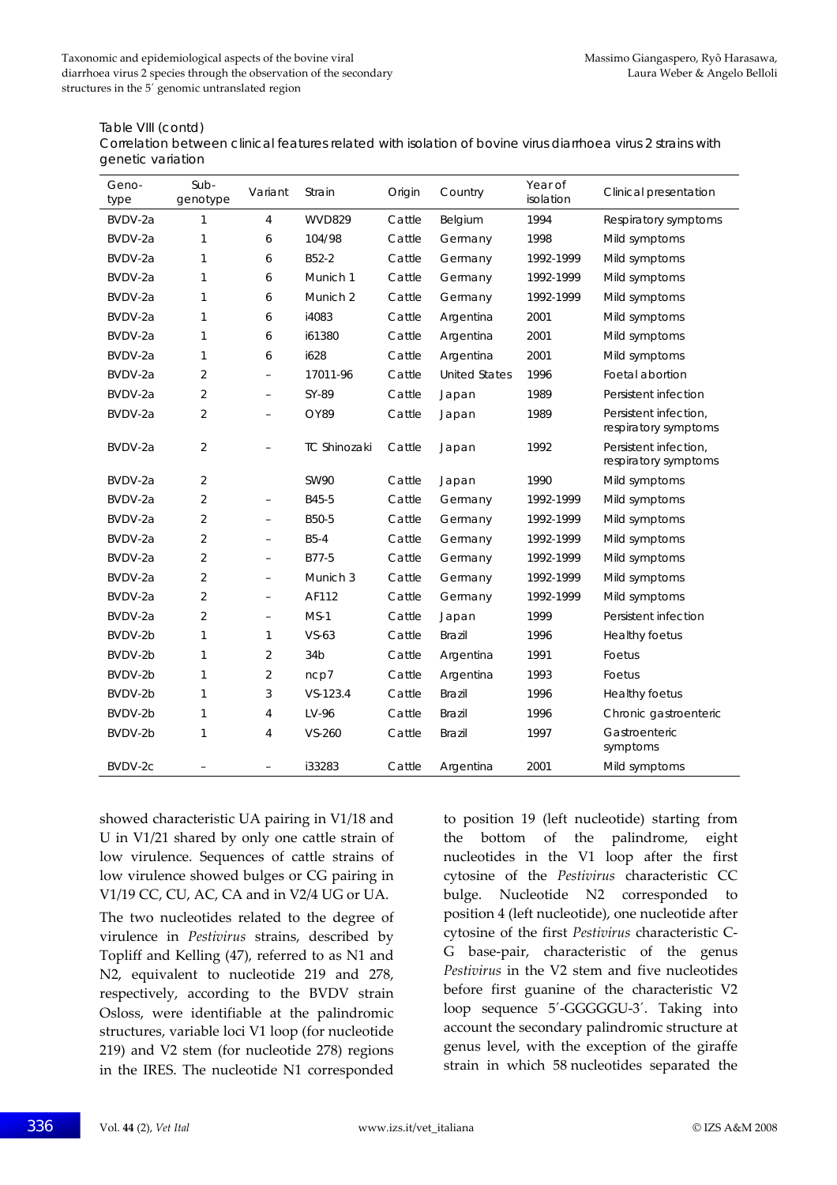Table VIII (contd)

Correlation between clinical features related with isolation of bovine virus diarrhoea virus 2 strains with genetic variation

| Genotype | Subgenotype | Variant | Strain | Origin | Country | Year of isolation | Clinical presentation |
|---|---|---|---|---|---|---|---|
| BVDV-2a | 1 | 4 | WVD829 | Cattle | Belgium | 1994 | Respiratory symptoms |
| BVDV-2a | 1 | 6 | 104/98 | Cattle | Germany | 1998 | Mild symptoms |
| BVDV-2a | 1 | 6 | B52-2 | Cattle | Germany | 1992-1999 | Mild symptoms |
| BVDV-2a | 1 | 6 | Munich 1 | Cattle | Germany | 1992-1999 | Mild symptoms |
| BVDV-2a | 1 | 6 | Munich 2 | Cattle | Germany | 1992-1999 | Mild symptoms |
| BVDV-2a | 1 | 6 | i4083 | Cattle | Argentina | 2001 | Mild symptoms |
| BVDV-2a | 1 | 6 | i61380 | Cattle | Argentina | 2001 | Mild symptoms |
| BVDV-2a | 1 | 6 | i628 | Cattle | Argentina | 2001 | Mild symptoms |
| BVDV-2a | 2 | – | 17011-96 | Cattle | United States | 1996 | Foetal abortion |
| BVDV-2a | 2 | – | SY-89 | Cattle | Japan | 1989 | Persistent infection |
| BVDV-2a | 2 | – | OY89 | Cattle | Japan | 1989 | Persistent infection, respiratory symptoms |
| BVDV-2a | 2 | – | TC Shinozaki | Cattle | Japan | 1992 | Persistent infection, respiratory symptoms |
| BVDV-2a | 2 | | SW90 | Cattle | Japan | 1990 | Mild symptoms |
| BVDV-2a | 2 | – | B45-5 | Cattle | Germany | 1992-1999 | Mild symptoms |
| BVDV-2a | 2 | – | B50-5 | Cattle | Germany | 1992-1999 | Mild symptoms |
| BVDV-2a | 2 | – | B5-4 | Cattle | Germany | 1992-1999 | Mild symptoms |
| BVDV-2a | 2 | – | B77-5 | Cattle | Germany | 1992-1999 | Mild symptoms |
| BVDV-2a | 2 | – | Munich 3 | Cattle | Germany | 1992-1999 | Mild symptoms |
| BVDV-2a | 2 | – | AF112 | Cattle | Germany | 1992-1999 | Mild symptoms |
| BVDV-2a | 2 | – | MS-1 | Cattle | Japan | 1999 | Persistent infection |
| BVDV-2b | 1 | 1 | VS-63 | Cattle | Brazil | 1996 | Healthy foetus |
| BVDV-2b | 1 | 2 | 34b | Cattle | Argentina | 1991 | Foetus |
| BVDV-2b | 1 | 2 | ncp7 | Cattle | Argentina | 1993 | Foetus |
| BVDV-2b | 1 | 3 | VS-123.4 | Cattle | Brazil | 1996 | Healthy foetus |
| BVDV-2b | 1 | 4 | LV-96 | Cattle | Brazil | 1996 | Chronic gastroenteric |
| BVDV-2b | 1 | 4 | VS-260 | Cattle | Brazil | 1997 | Gastroenteric symptoms |
| BVDV-2c | – | – | i33283 | Cattle | Argentina | 2001 | Mild symptoms |

showed characteristic UA pairing in V1/18 and U in V1/21 shared by only one cattle strain of low virulence. Sequences of cattle strains of low virulence showed bulges or CG pairing in V1/19 CC, CU, AC, CA and in V2/4 UG or UA.

The two nucleotides related to the degree of virulence in *Pestivirus* strains, described by Topliff and Kelling (47), referred to as N1 and N2, equivalent to nucleotide 219 and 278, respectively, according to the BVDV strain Osloss, were identifiable at the palindromic structures, variable loci V1 loop (for nucleotide 219) and V2 stem (for nucleotide 278) regions in the IRES. The nucleotide N1 corresponded to position 19 (left nucleotide) starting from the bottom of the palindrome, eight nucleotides in the V1 loop after the first cytosine of the *Pestivirus* characteristic CC bulge. Nucleotide N2 corresponded to position 4 (left nucleotide), one nucleotide after cytosine of the first *Pestivirus* characteristic C-G base-pair, characteristic of the genus *Pestivirus* in the V2 stem and five nucleotides before first guanine of the characteristic V2 loop sequence 5′-GGGGGU-3′. Taking into account the secondary palindromic structure at genus level, with the exception of the giraffe strain in which 58 nucleotides separated the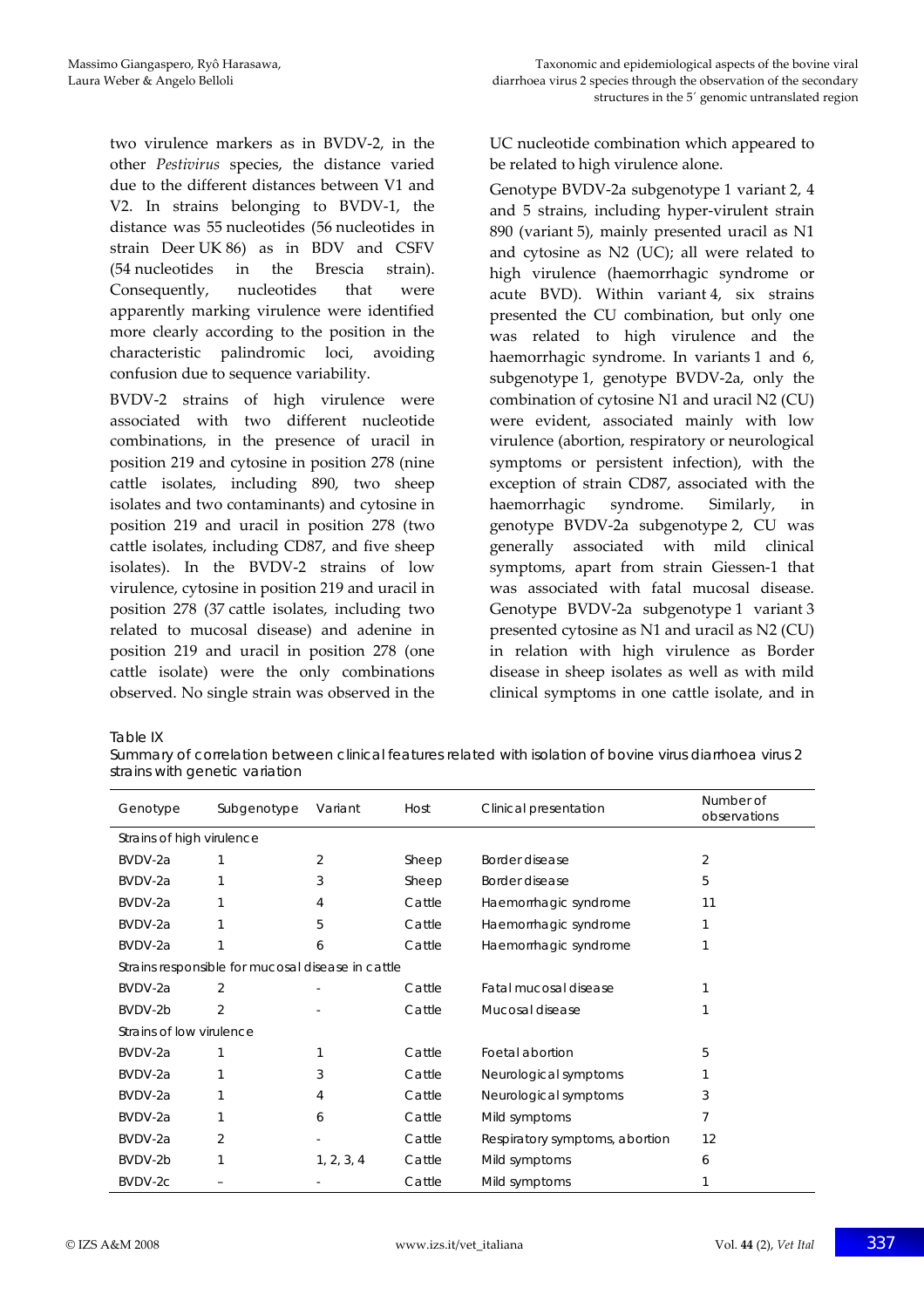two virulence markers as in BVDV-2, in the other *Pestivirus* species, the distance varied due to the different distances between V1 and V2. In strains belonging to BVDV-1, the distance was 55 nucleotides (56 nucleotides in strain Deer UK 86) as in BDV and CSFV (54 nucleotides in the Brescia strain). Consequently, nucleotides that were apparently marking virulence were identified more clearly according to the position in the characteristic palindromic loci, avoiding confusion due to sequence variability.

BVDV-2 strains of high virulence were associated with two different nucleotide combinations, in the presence of uracil in position 219 and cytosine in position 278 (nine cattle isolates, including 890, two sheep isolates and two contaminants) and cytosine in position 219 and uracil in position 278 (two cattle isolates, including CD87, and five sheep isolates). In the BVDV-2 strains of low virulence, cytosine in position 219 and uracil in position 278 (37 cattle isolates, including two related to mucosal disease) and adenine in position 219 and uracil in position 278 (one cattle isolate) were the only combinations observed. No single strain was observed in the UC nucleotide combination which appeared to be related to high virulence alone.

Genotype BVDV-2a subgenotype 1 variant 2, 4 and 5 strains, including hyper-virulent strain 890 (variant 5), mainly presented uracil as N1 and cytosine as N2 (UC); all were related to high virulence (haemorrhagic syndrome or acute BVD). Within variant 4, six strains presented the CU combination, but only one was related to high virulence and the haemorrhagic syndrome. In variants 1 and 6, subgenotype 1, genotype BVDV-2a, only the combination of cytosine N1 and uracil N2 (CU) were evident, associated mainly with low virulence (abortion, respiratory or neurological symptoms or persistent infection), with the exception of strain CD87, associated with the haemorrhagic syndrome. Similarly, in genotype BVDV-2a subgenotype 2, CU was generally associated with mild clinical symptoms, apart from strain Giessen-1 that was associated with fatal mucosal disease. Genotype BVDV-2a subgenotype 1 variant 3 presented cytosine as N1 and uracil as N2 (CU) in relation with high virulence as Border disease in sheep isolates as well as with mild clinical symptoms in one cattle isolate, and in

Table IX
Summary of correlation between clinical features related with isolation of bovine virus diarrhoea virus 2 strains with genetic variation

| Genotype | Subgenotype | Variant | Host | Clinical presentation | Number of observations |
|---|---|---|---|---|---|
| Strains of high virulence | | | | | |
| BVDV-2a | 1 | 2 | Sheep | Border disease | 2 |
| BVDV-2a | 1 | 3 | Sheep | Border disease | 5 |
| BVDV-2a | 1 | 4 | Cattle | Haemorrhagic syndrome | 11 |
| BVDV-2a | 1 | 5 | Cattle | Haemorrhagic syndrome | 1 |
| BVDV-2a | 1 | 6 | Cattle | Haemorrhagic syndrome | 1 |
| Strains responsible for mucosal disease in cattle | | | | | |
| BVDV-2a | 2 | - | Cattle | Fatal mucosal disease | 1 |
| BVDV-2b | 2 | - | Cattle | Mucosal disease | 1 |
| Strains of low virulence | | | | | |
| BVDV-2a | 1 | 1 | Cattle | Foetal abortion | 5 |
| BVDV-2a | 1 | 3 | Cattle | Neurological symptoms | 1 |
| BVDV-2a | 1 | 4 | Cattle | Neurological symptoms | 3 |
| BVDV-2a | 1 | 6 | Cattle | Mild symptoms | 7 |
| BVDV-2a | 2 | - | Cattle | Respiratory symptoms, abortion | 12 |
| BVDV-2b | 1 | 1, 2, 3, 4 | Cattle | Mild symptoms | 6 |
| BVDV-2c | – | - | Cattle | Mild symptoms | 1 |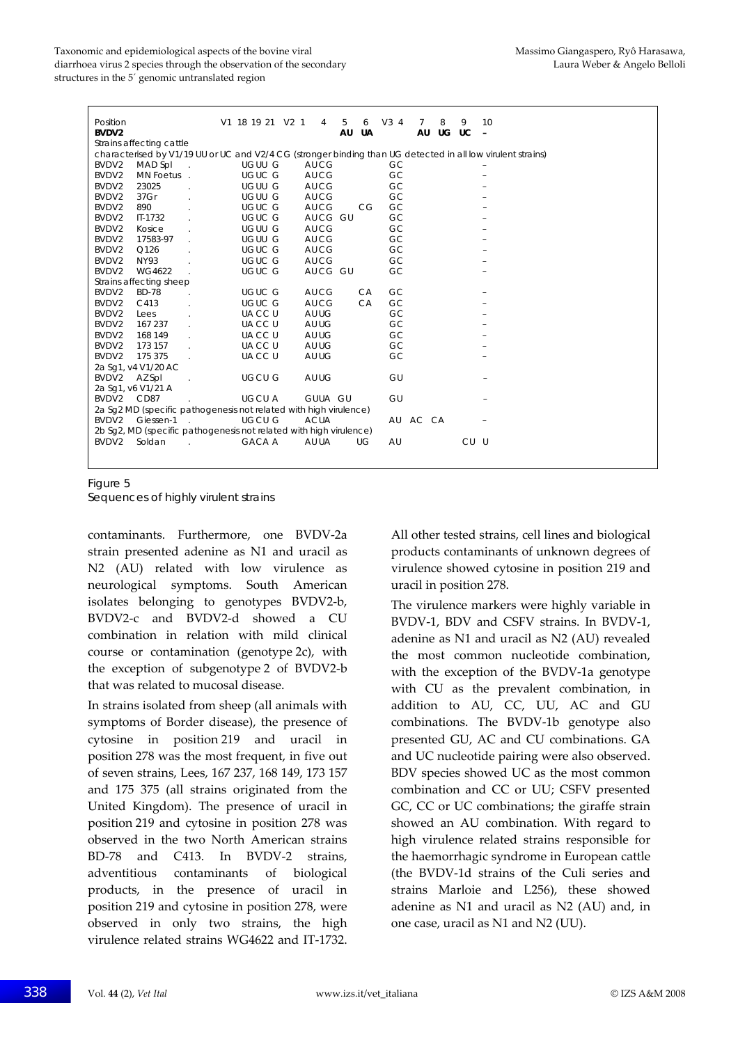| Position | | V1 | 18 19 21 | V2 | 1 4 | 5 | 6 | V3 4 | 7 | 8 | 9 | 10 |
|---|---|---|---|---|---|---|---|---|---|---|---|---|
| **BVDV2** | | | | | | **AU** | **UA** | | **AU** | **UG** | **UC** | **–** |
| Strains affecting cattle | | | | | | | | | | | | |
| characterised by V1/19 UU or UC and V2/4 CG (stronger binding than UG detected in all low virulent strains) | | | | | | | | | | | | |
| BVDV2 | MAD Spl | . | UG UU | G | AUCG | | | GC | | | | – |
| BVDV2 | MN Foetus | . | UG UC | G | AUCG | | | GC | | | | – |
| BVDV2 | 23025 | . | UG UU | G | AUCG | | | GC | | | | – |
| BVDV2 | 37Gr | . | UG UU | G | AUCG | | | GC | | | | – |
| BVDV2 | 890 | . | UG UC | G | AUCG | | CG | GC | | | | – |
| BVDV2 | IT-1732 | . | UG UC | G | AUCG | GU | | GC | | | | – |
| BVDV2 | Kosice | . | UG UU | G | AUCG | | | GC | | | | – |
| BVDV2 | 17583-97 | . | UG UU | G | AUCG | | | GC | | | | – |
| BVDV2 | Q126 | . | UG UC | G | AUCG | | | GC | | | | – |
| BVDV2 | NY93 | . | UG UC | G | AUCG | | | GC | | | | – |
| BVDV2 | WG4622 | . | UG UC | G | AUCG | GU | | GC | | | | – |
| Strains affecting sheep | | | | | | | | | | | | |
| BVDV2 | BD-78 | . | UG UC | G | AUCG | | CA | GC | | | | – |
| BVDV2 | C413 | . | UG UC | G | AUCG | | CA | GC | | | | – |
| BVDV2 | Lees | . | UA CC | U | AUUG | | | GC | | | | – |
| BVDV2 | 167 237 | . | UA CC | U | AUUG | | | GC | | | | – |
| BVDV2 | 168 149 | . | UA CC | U | AUUG | | | GC | | | | – |
| BVDV2 | 173 157 | . | UA CC | U | AUUG | | | GC | | | | – |
| BVDV2 | 175 375 | . | UA CC | U | AUUG | | | GC | | | | – |
| 2a Sg1, v4 V1/20 AC | | | | | | | | | | | | |
| BVDV2 | AZSpl | . | UG CU | G | AUUG | | | GU | | | | – |
| 2a Sg1, v6 V1/21 A | | | | | | | | | | | | |
| BVDV2 | CD87 | | UG CU | A | GUUA | GU | | GU | | | | – |
| 2a Sg2 MD (specific pathogenesis not related with high virulence) | | | | | | | | | | | | |
| BVDV2 | Giessen-1 | . | UG CU | G | ACUA | | | AU | AC | CA | | – |
| 2b Sg2, MD (specific pathogenesis not related with high virulence) | | | | | | | | | | | | |
| BVDV2 | Soldan | . | GACA | A | AUUA | | UG | AU | | | CU | U |

Figure 5
Sequences of highly virulent strains

contaminants. Furthermore, one BVDV-2a strain presented adenine as N1 and uracil as N2 (AU) related with low virulence as neurological symptoms. South American isolates belonging to genotypes BVDV2-b, BVDV2-c and BVDV2-d showed a CU combination in relation with mild clinical course or contamination (genotype 2c), with the exception of subgenotype 2 of BVDV2-b that was related to mucosal disease.

In strains isolated from sheep (all animals with symptoms of Border disease), the presence of cytosine in position 219 and uracil in position 278 was the most frequent, in five out of seven strains, Lees, 167 237, 168 149, 173 157 and 175 375 (all strains originated from the United Kingdom). The presence of uracil in position 219 and cytosine in position 278 was observed in the two North American strains BD-78 and C413. In BVDV-2 strains, adventitious contaminants of biological products, in the presence of uracil in position 219 and cytosine in position 278, were observed in only two strains, the high virulence related strains WG4622 and IT-1732. All other tested strains, cell lines and biological products contaminants of unknown degrees of virulence showed cytosine in position 219 and uracil in position 278.

The virulence markers were highly variable in BVDV-1, BDV and CSFV strains. In BVDV-1, adenine as N1 and uracil as N2 (AU) revealed the most common nucleotide combination, with the exception of the BVDV-1a genotype with CU as the prevalent combination, in addition to AU, CC, UU, AC and GU combinations. The BVDV-1b genotype also presented GU, AC and CU combinations. GA and UC nucleotide pairing were also observed. BDV species showed UC as the most common combination and CC or UU; CSFV presented GC, CC or UC combinations; the giraffe strain showed an AU combination. With regard to high virulence related strains responsible for the haemorrhagic syndrome in European cattle (the BVDV-1d strains of the Culi series and strains Marloie and L256), these showed adenine as N1 and uracil as N2 (AU) and, in one case, uracil as N1 and N2 (UU).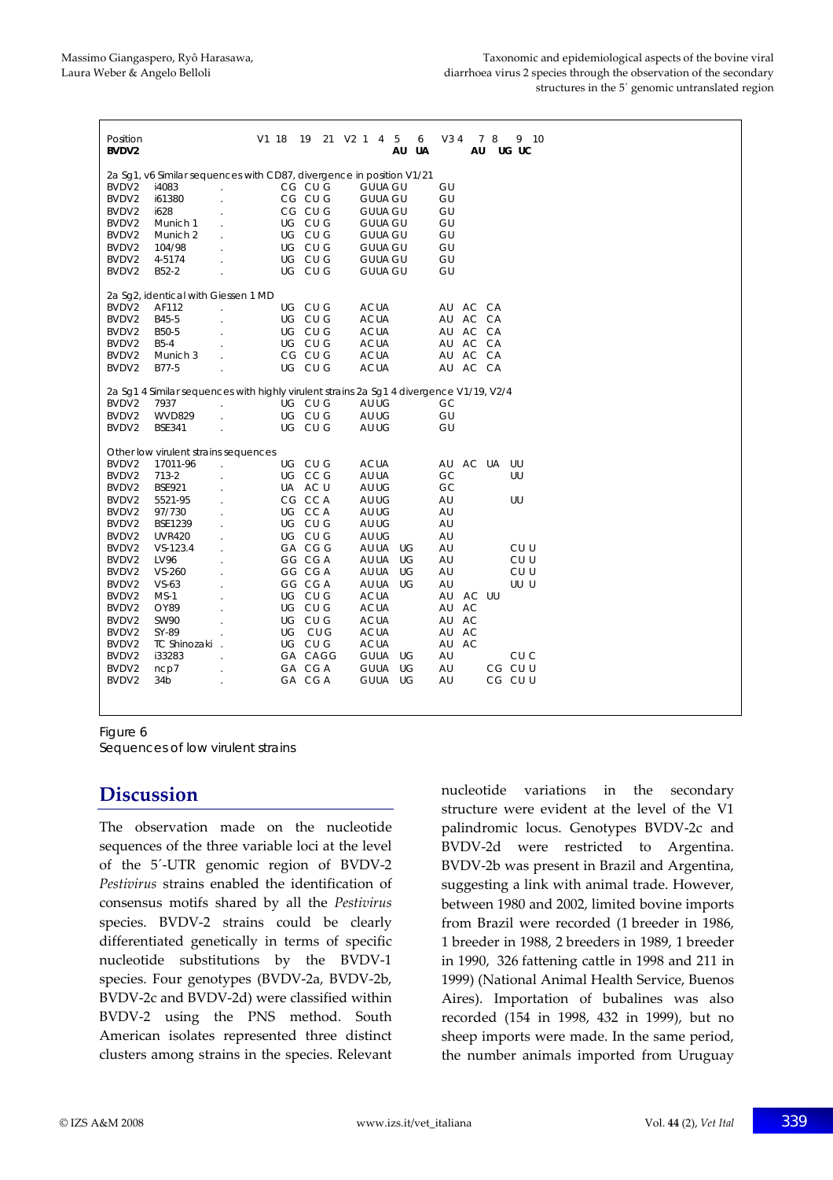```
Position                       V1 18   19   21  V2 1   4   5     6     V3 4    7  8     9  10
BVDV2                                                      AU   UA            AU    UG  UC

2a Sg1, v6 Similar sequences with CD87, divergence in position V1/21
BVDV2   i4083          .          CG  CU G      GUUA GU             GU
BVDV2   i61380         .          CG  CU G      GUUA GU             GU
BVDV2   i628           .          CG  CU G      GUUA GU             GU
BVDV2   Munich 1       .          UG  CU G      GUUA GU             GU
BVDV2   Munich 2       .          UG  CU G      GUUA GU             GU
BVDV2   104/98         .          UG  CU G      GUUA GU             GU
BVDV2   4-5174         .          UG  CU G      GUUA GU             GU
BVDV2   B52-2          .          UG  CU G      GUUA GU             GU

2a Sg2, identical with Giessen 1 MD
BVDV2   AF112          .          UG  CU G      ACUA                AU  AC  CA
BVDV2   B45-5          .          UG  CU G      ACUA                AU  AC  CA
BVDV2   B50-5          .          UG  CU G      ACUA                AU  AC  CA
BVDV2   B5-4           .          UG  CU G      ACUA                AU  AC  CA
BVDV2   Munich 3       .          CG  CU G      ACUA                AU  AC  CA
BVDV2   B77-5          .          UG  CU G      ACUA                AU  AC  CA

2a Sg1 4 Similar sequences with highly virulent strains 2a Sg1 4 divergence V1/19, V2/4
BVDV2   7937           .          UG  CU G      AUUG                GC
BVDV2   WVD829         .          UG  CU G      AUUG                GU
BVDV2   BSE341         .          UG  CU G      AUUG                GU

Other low virulent strains sequences
BVDV2   17011-96       .          UG  CU G      ACUA                AU  AC  UA   UU
BVDV2   713-2          .          UG  CC G      AUUA                GC           UU
BVDV2   BSE921         .          UA  AC U      AUUG                GC
BVDV2   5521-95        .          CG  CC A      AUUG                AU           UU
BVDV2   97/730         .          UG  CC A      AUUG                AU
BVDV2   BSE1239        .          UG  CU G      AUUG                AU
BVDV2   UVR420         .          UG  CU G      AUUG                AU
BVDV2   VS-123.4       .          GA  CG G      AUUA   UG           AU           CU U
BVDV2   LV96           .          GG  CG A      AUUA   UG           AU           CU U
BVDV2   VS-260         .          GG  CG A      AUUA   UG           AU           CU U
BVDV2   VS-63          .          GG  CG A      AUUA   UG           AU           UU U
BVDV2   MS-1           .          UG  CU G      ACUA                AU  AC  UU
BVDV2   OY89           .          UG  CU G      ACUA                AU  AC
BVDV2   SW90           .          UG  CU G      ACUA                AU  AC
BVDV2   SY-89          .          UG   CU G     ACUA                AU  AC
BVDV2   TC Shinozaki   .          UG  CU G      ACUA                AU  AC
BVDV2   i33283         .          GA  CAGG      GUUA   UG           AU           CU C
BVDV2   ncp7           .          GA  CG A      GUUA   UG           AU       CG  CU U
BVDV2   34b            .          GA  CG A      GUUA   UG           AU       CG  CU U
```

Figure 6
Sequences of low virulent strains

## Discussion

The observation made on the nucleotide sequences of the three variable loci at the level of the 5´-UTR genomic region of BVDV-2 *Pestivirus* strains enabled the identification of consensus motifs shared by all the *Pestivirus* species. BVDV-2 strains could be clearly differentiated genetically in terms of specific nucleotide substitutions by the BVDV-1 species. Four genotypes (BVDV-2a, BVDV-2b, BVDV-2c and BVDV-2d) were classified within BVDV-2 using the PNS method. South American isolates represented three distinct clusters among strains in the species. Relevant nucleotide variations in the secondary structure were evident at the level of the V1 palindromic locus. Genotypes BVDV-2c and BVDV-2d were restricted to Argentina. BVDV-2b was present in Brazil and Argentina, suggesting a link with animal trade. However, between 1980 and 2002, limited bovine imports from Brazil were recorded (1 breeder in 1986, 1 breeder in 1988, 2 breeders in 1989, 1 breeder in 1990, 326 fattening cattle in 1998 and 211 in 1999) (National Animal Health Service, Buenos Aires). Importation of bubalines was also recorded (154 in 1998, 432 in 1999), but no sheep imports were made. In the same period, the number animals imported from Uruguay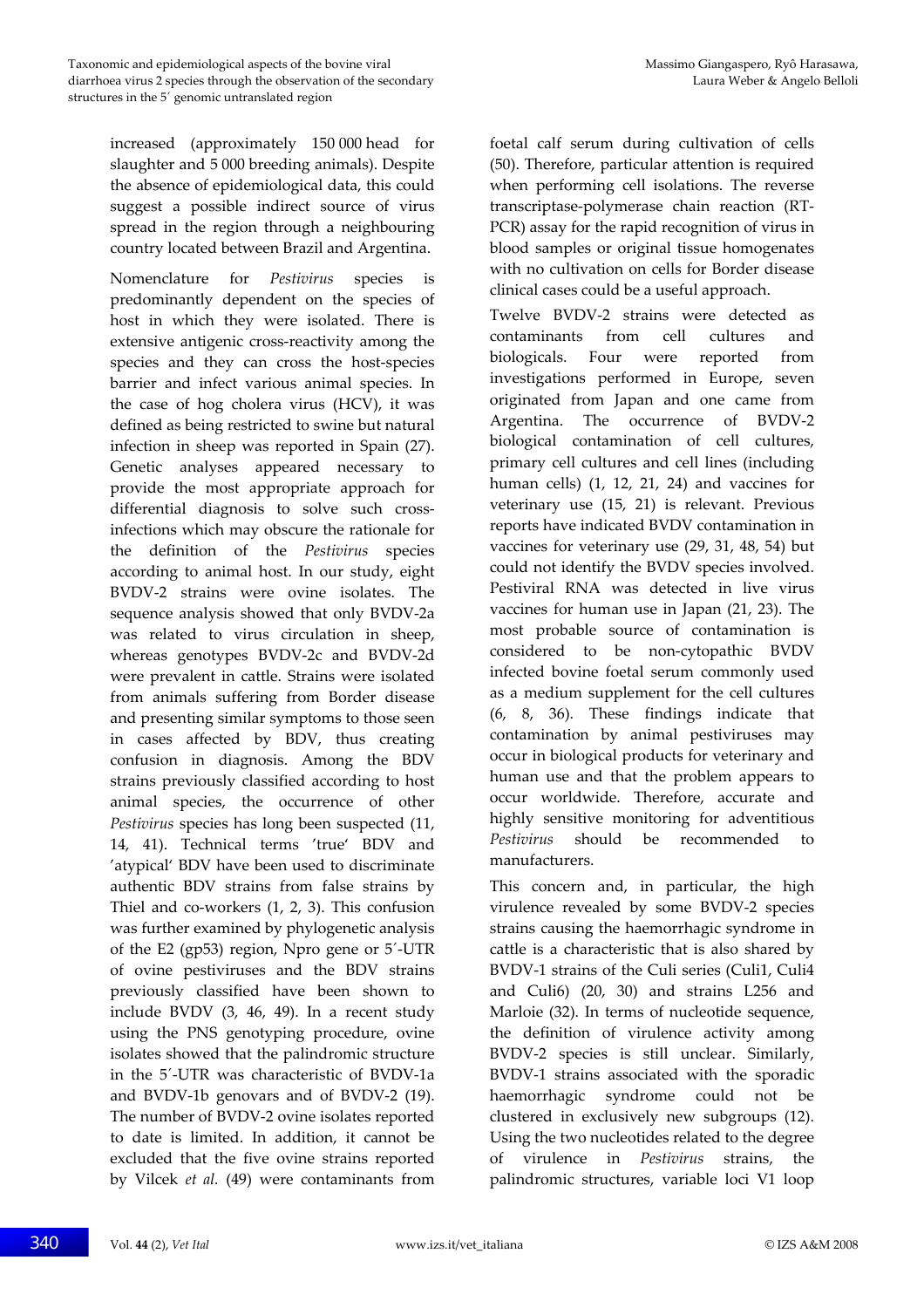increased (approximately 150 000 head for slaughter and 5 000 breeding animals). Despite the absence of epidemiological data, this could suggest a possible indirect source of virus spread in the region through a neighbouring country located between Brazil and Argentina.

Nomenclature for *Pestivirus* species is predominantly dependent on the species of host in which they were isolated. There is extensive antigenic cross-reactivity among the species and they can cross the host-species barrier and infect various animal species. In the case of hog cholera virus (HCV), it was defined as being restricted to swine but natural infection in sheep was reported in Spain (27). Genetic analyses appeared necessary to provide the most appropriate approach for differential diagnosis to solve such cross-infections which may obscure the rationale for the definition of the *Pestivirus* species according to animal host. In our study, eight BVDV-2 strains were ovine isolates. The sequence analysis showed that only BVDV-2a was related to virus circulation in sheep, whereas genotypes BVDV-2c and BVDV-2d were prevalent in cattle. Strains were isolated from animals suffering from Border disease and presenting similar symptoms to those seen in cases affected by BDV, thus creating confusion in diagnosis. Among the BDV strains previously classified according to host animal species, the occurrence of other *Pestivirus* species has long been suspected (11, 14, 41). Technical terms 'true' BDV and 'atypical' BDV have been used to discriminate authentic BDV strains from false strains by Thiel and co-workers (1, 2, 3). This confusion was further examined by phylogenetic analysis of the E2 (gp53) region, Npro gene or 5´-UTR of ovine pestiviruses and the BDV strains previously classified have been shown to include BVDV (3, 46, 49). In a recent study using the PNS genotyping procedure, ovine isolates showed that the palindromic structure in the 5´-UTR was characteristic of BVDV-1a and BVDV-1b genovars and of BVDV-2 (19). The number of BVDV-2 ovine isolates reported to date is limited. In addition, it cannot be excluded that the five ovine strains reported by Vilcek *et al.* (49) were contaminants from foetal calf serum during cultivation of cells (50). Therefore, particular attention is required when performing cell isolations. The reverse transcriptase-polymerase chain reaction (RT-PCR) assay for the rapid recognition of virus in blood samples or original tissue homogenates with no cultivation on cells for Border disease clinical cases could be a useful approach.

Twelve BVDV-2 strains were detected as contaminants from cell cultures and biologicals. Four were reported from investigations performed in Europe, seven originated from Japan and one came from Argentina. The occurrence of BVDV-2 biological contamination of cell cultures, primary cell cultures and cell lines (including human cells) (1, 12, 21, 24) and vaccines for veterinary use (15, 21) is relevant. Previous reports have indicated BVDV contamination in vaccines for veterinary use (29, 31, 48, 54) but could not identify the BVDV species involved. Pestiviral RNA was detected in live virus vaccines for human use in Japan (21, 23). The most probable source of contamination is considered to be non-cytopathic BVDV infected bovine foetal serum commonly used as a medium supplement for the cell cultures (6, 8, 36). These findings indicate that contamination by animal pestiviruses may occur in biological products for veterinary and human use and that the problem appears to occur worldwide. Therefore, accurate and highly sensitive monitoring for adventitious *Pestivirus* should be recommended to manufacturers.

This concern and, in particular, the high virulence revealed by some BVDV-2 species strains causing the haemorrhagic syndrome in cattle is a characteristic that is also shared by BVDV-1 strains of the Culi series (Culi1, Culi4 and Culi6) (20, 30) and strains L256 and Marloie (32). In terms of nucleotide sequence, the definition of virulence activity among BVDV-2 species is still unclear. Similarly, BVDV-1 strains associated with the sporadic haemorrhagic syndrome could not be clustered in exclusively new subgroups (12). Using the two nucleotides related to the degree of virulence in *Pestivirus* strains, the palindromic structures, variable loci V1 loop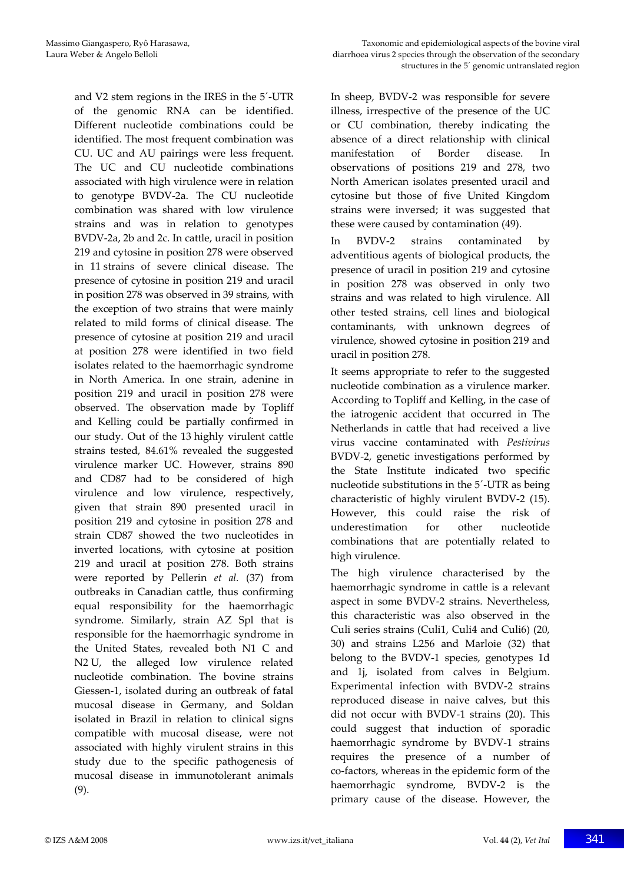and V2 stem regions in the IRES in the 5′-UTR of the genomic RNA can be identified. Different nucleotide combinations could be identified. The most frequent combination was CU. UC and AU pairings were less frequent. The UC and CU nucleotide combinations associated with high virulence were in relation to genotype BVDV-2a. The CU nucleotide combination was shared with low virulence strains and was in relation to genotypes BVDV-2a, 2b and 2c. In cattle, uracil in position 219 and cytosine in position 278 were observed in 11 strains of severe clinical disease. The presence of cytosine in position 219 and uracil in position 278 was observed in 39 strains, with the exception of two strains that were mainly related to mild forms of clinical disease. The presence of cytosine at position 219 and uracil at position 278 were identified in two field isolates related to the haemorrhagic syndrome in North America. In one strain, adenine in position 219 and uracil in position 278 were observed. The observation made by Topliff and Kelling could be partially confirmed in our study. Out of the 13 highly virulent cattle strains tested, 84.61% revealed the suggested virulence marker UC. However, strains 890 and CD87 had to be considered of high virulence and low virulence, respectively, given that strain 890 presented uracil in position 219 and cytosine in position 278 and strain CD87 showed the two nucleotides in inverted locations, with cytosine at position 219 and uracil at position 278. Both strains were reported by Pellerin *et al.* (37) from outbreaks in Canadian cattle, thus confirming equal responsibility for the haemorrhagic syndrome. Similarly, strain AZ Spl that is responsible for the haemorrhagic syndrome in the United States, revealed both N1 C and N2 U, the alleged low virulence related nucleotide combination. The bovine strains Giessen-1, isolated during an outbreak of fatal mucosal disease in Germany, and Soldan isolated in Brazil in relation to clinical signs compatible with mucosal disease, were not associated with highly virulent strains in this study due to the specific pathogenesis of mucosal disease in immunotolerant animals (9).

In sheep, BVDV-2 was responsible for severe illness, irrespective of the presence of the UC or CU combination, thereby indicating the absence of a direct relationship with clinical manifestation of Border disease. In observations of positions 219 and 278, two North American isolates presented uracil and cytosine but those of five United Kingdom strains were inversed; it was suggested that these were caused by contamination (49).

In BVDV-2 strains contaminated by adventitious agents of biological products, the presence of uracil in position 219 and cytosine in position 278 was observed in only two strains and was related to high virulence. All other tested strains, cell lines and biological contaminants, with unknown degrees of virulence, showed cytosine in position 219 and uracil in position 278.

It seems appropriate to refer to the suggested nucleotide combination as a virulence marker. According to Topliff and Kelling, in the case of the iatrogenic accident that occurred in The Netherlands in cattle that had received a live virus vaccine contaminated with *Pestivirus* BVDV-2, genetic investigations performed by the State Institute indicated two specific nucleotide substitutions in the 5′-UTR as being characteristic of highly virulent BVDV-2 (15). However, this could raise the risk of underestimation for other nucleotide combinations that are potentially related to high virulence.

The high virulence characterised by the haemorrhagic syndrome in cattle is a relevant aspect in some BVDV-2 strains. Nevertheless, this characteristic was also observed in the Culi series strains (Culi1, Culi4 and Culi6) (20, 30) and strains L256 and Marloie (32) that belong to the BVDV-1 species, genotypes 1d and 1j, isolated from calves in Belgium. Experimental infection with BVDV-2 strains reproduced disease in naive calves, but this did not occur with BVDV-1 strains (20). This could suggest that induction of sporadic haemorrhagic syndrome by BVDV-1 strains requires the presence of a number of co-factors, whereas in the epidemic form of the haemorrhagic syndrome, BVDV-2 is the primary cause of the disease. However, the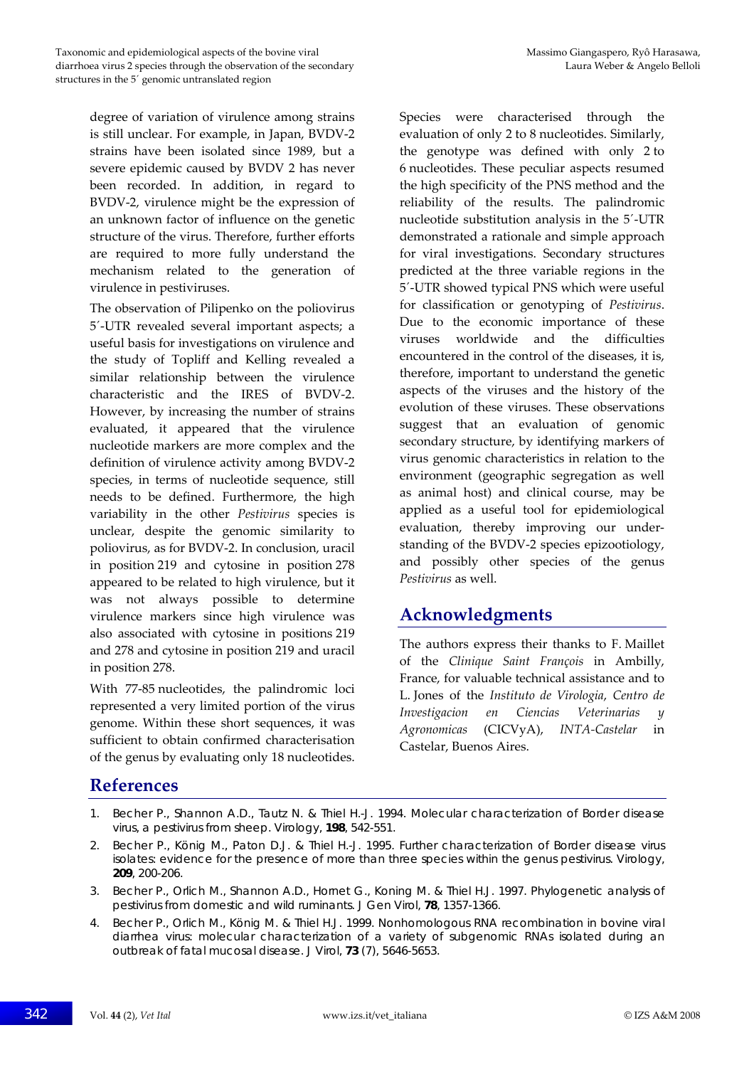degree of variation of virulence among strains is still unclear. For example, in Japan, BVDV-2 strains have been isolated since 1989, but a severe epidemic caused by BVDV 2 has never been recorded. In addition, in regard to BVDV-2, virulence might be the expression of an unknown factor of influence on the genetic structure of the virus. Therefore, further efforts are required to more fully understand the mechanism related to the generation of virulence in pestiviruses.

The observation of Pilipenko on the poliovirus 5′-UTR revealed several important aspects; a useful basis for investigations on virulence and the study of Topliff and Kelling revealed a similar relationship between the virulence characteristic and the IRES of BVDV-2. However, by increasing the number of strains evaluated, it appeared that the virulence nucleotide markers are more complex and the definition of virulence activity among BVDV-2 species, in terms of nucleotide sequence, still needs to be defined. Furthermore, the high variability in the other *Pestivirus* species is unclear, despite the genomic similarity to poliovirus, as for BVDV-2. In conclusion, uracil in position 219 and cytosine in position 278 appeared to be related to high virulence, but it was not always possible to determine virulence markers since high virulence was also associated with cytosine in positions 219 and 278 and cytosine in position 219 and uracil in position 278.

With 77-85 nucleotides, the palindromic loci represented a very limited portion of the virus genome. Within these short sequences, it was sufficient to obtain confirmed characterisation of the genus by evaluating only 18 nucleotides. Species were characterised through the evaluation of only 2 to 8 nucleotides. Similarly, the genotype was defined with only 2 to 6 nucleotides. These peculiar aspects resumed the high specificity of the PNS method and the reliability of the results. The palindromic nucleotide substitution analysis in the 5′-UTR demonstrated a rationale and simple approach for viral investigations. Secondary structures predicted at the three variable regions in the 5′-UTR showed typical PNS which were useful for classification or genotyping of *Pestivirus*. Due to the economic importance of these viruses worldwide and the difficulties encountered in the control of the diseases, it is, therefore, important to understand the genetic aspects of the viruses and the history of the evolution of these viruses. These observations suggest that an evaluation of genomic secondary structure, by identifying markers of virus genomic characteristics in relation to the environment (geographic segregation as well as animal host) and clinical course, may be applied as a useful tool for epidemiological evaluation, thereby improving our understanding of the BVDV-2 species epizootiology, and possibly other species of the genus *Pestivirus* as well.

## Acknowledgments

The authors express their thanks to F. Maillet of the *Clinique Saint François* in Ambilly, France, for valuable technical assistance and to L. Jones of the *Instituto de Virologia*, *Centro de Investigacion en Ciencias Veterinarias y Agronomicas* (CICVyA), *INTA-Castelar* in Castelar, Buenos Aires.

## References

1. Becher P., Shannon A.D., Tautz N. & Thiel H.-J. 1994. Molecular characterization of Border disease virus, a pestivirus from sheep. Virology, **198**, 542-551.
2. Becher P., König M., Paton D.J. & Thiel H.-J. 1995. Further characterization of Border disease virus isolates: evidence for the presence of more than three species within the genus pestivirus. Virology, **209**, 200-206.
3. Becher P., Orlich M., Shannon A.D., Hornet G., Koning M. & Thiel H.J. 1997. Phylogenetic analysis of pestivirus from domestic and wild ruminants. J Gen Virol, **78**, 1357-1366.
4. Becher P., Orlich M., König M. & Thiel H.J. 1999. Nonhomologous RNA recombination in bovine viral diarrhea virus: molecular characterization of a variety of subgenomic RNAs isolated during an outbreak of fatal mucosal disease. J Virol, **73** (7), 5646-5653.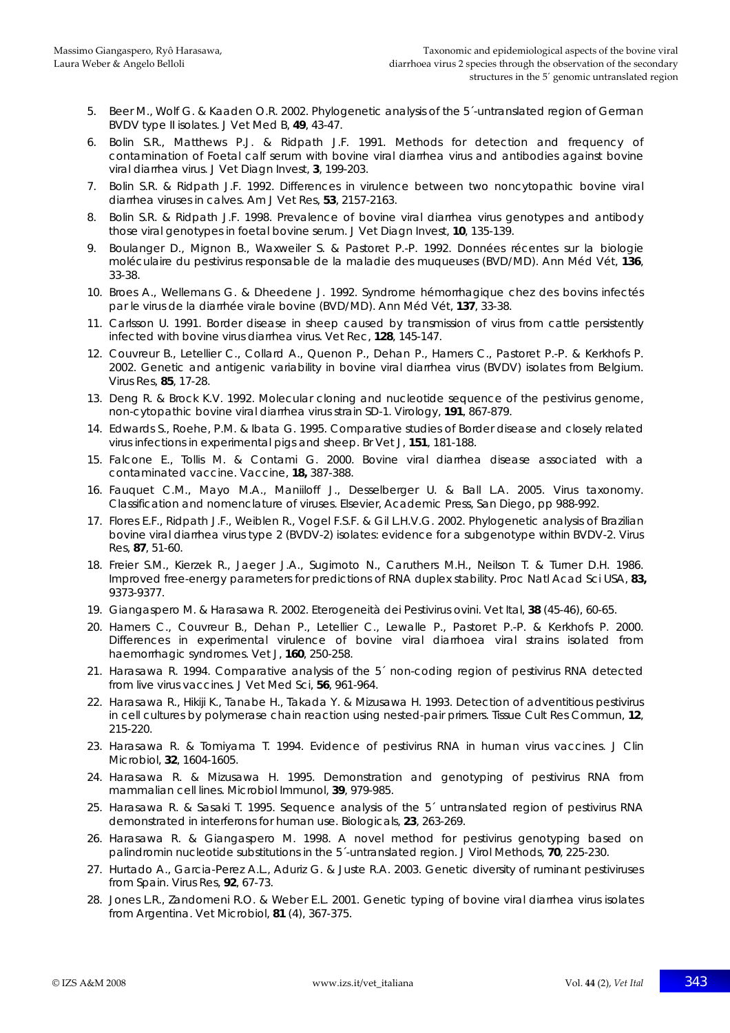5. Beer M., Wolf G. & Kaaden O.R. 2002. Phylogenetic analysis of the 5´-untranslated region of German BVDV type II isolates. J Vet Med B, **49**, 43-47.
6. Bolin S.R., Matthews P.J. & Ridpath J.F. 1991. Methods for detection and frequency of contamination of Foetal calf serum with bovine viral diarrhea virus and antibodies against bovine viral diarrhea virus. J Vet Diagn Invest, **3**, 199-203.
7. Bolin S.R. & Ridpath J.F. 1992. Differences in virulence between two noncytopathic bovine viral diarrhea viruses in calves. Am J Vet Res, **53**, 2157-2163.
8. Bolin S.R. & Ridpath J.F. 1998. Prevalence of bovine viral diarrhea virus genotypes and antibody those viral genotypes in foetal bovine serum. J Vet Diagn Invest, **10**, 135-139.
9. Boulanger D., Mignon B., Waxweiler S. & Pastoret P.-P. 1992. Données récentes sur la biologie moléculaire du pestivirus responsable de la maladie des muqueuses (BVD/MD). Ann Méd Vét, **136**, 33-38.
10. Broes A., Wellemans G. & Dheedene J. 1992. Syndrome hémorrhagique chez des bovins infectés par le virus de la diarrhée virale bovine (BVD/MD). Ann Méd Vét, **137**, 33-38.
11. Carlsson U. 1991. Border disease in sheep caused by transmission of virus from cattle persistently infected with bovine virus diarrhea virus. Vet Rec, **128**, 145-147.
12. Couvreur B., Letellier C., Collard A., Quenon P., Dehan P., Hamers C., Pastoret P.-P. & Kerkhofs P. 2002. Genetic and antigenic variability in bovine viral diarrhea virus (BVDV) isolates from Belgium. Virus Res, **85**, 17-28.
13. Deng R. & Brock K.V. 1992. Molecular cloning and nucleotide sequence of the pestivirus genome, non-cytopathic bovine viral diarrhea virus strain SD-1. Virology, **191**, 867-879.
14. Edwards S., Roehe, P.M. & Ibata G. 1995. Comparative studies of Border disease and closely related virus infections in experimental pigs and sheep. Br Vet J, **151**, 181-188.
15. Falcone E., Tollis M. & Contami G. 2000. Bovine viral diarrhea disease associated with a contaminated vaccine. Vaccine, **18,** 387-388.
16. Fauquet C.M., Mayo M.A., Maniiloff J., Desselberger U. & Ball L.A. 2005. Virus taxonomy. Classification and nomenclature of viruses. Elsevier, Academic Press, San Diego, pp 988-992.
17. Flores E.F., Ridpath J.F., Weiblen R., Vogel F.S.F. & Gil L.H.V.G. 2002. Phylogenetic analysis of Brazilian bovine viral diarrhea virus type 2 (BVDV-2) isolates: evidence for a subgenotype within BVDV-2. Virus Res, **87**, 51-60.
18. Freier S.M., Kierzek R., Jaeger J.A., Sugimoto N., Caruthers M.H., Neilson T. & Turner D.H. 1986. Improved free-energy parameters for predictions of RNA duplex stability. Proc Natl Acad Sci USA, **83,** 9373-9377.
19. Giangaspero M. & Harasawa R. 2002. Eterogeneità dei Pestivirus ovini. Vet Ital, **38** (45-46), 60-65.
20. Hamers C., Couvreur B., Dehan P., Letellier C., Lewalle P., Pastoret P.-P. & Kerkhofs P. 2000. Differences in experimental virulence of bovine viral diarrhoea viral strains isolated from haemorrhagic syndromes. Vet J, **160**, 250-258.
21. Harasawa R. 1994. Comparative analysis of the 5´ non-coding region of pestivirus RNA detected from live virus vaccines. J Vet Med Sci, **56**, 961-964.
22. Harasawa R., Hikiji K., Tanabe H., Takada Y. & Mizusawa H. 1993. Detection of adventitious pestivirus in cell cultures by polymerase chain reaction using nested-pair primers. Tissue Cult Res Commun, **12**, 215-220.
23. Harasawa R. & Tomiyama T. 1994. Evidence of pestivirus RNA in human virus vaccines. J Clin Microbiol, **32**, 1604-1605.
24. Harasawa R. & Mizusawa H. 1995. Demonstration and genotyping of pestivirus RNA from mammalian cell lines. Microbiol Immunol, **39**, 979-985.
25. Harasawa R. & Sasaki T. 1995. Sequence analysis of the 5´ untranslated region of pestivirus RNA demonstrated in interferons for human use. Biologicals, **23**, 263-269.
26. Harasawa R. & Giangaspero M. 1998. A novel method for pestivirus genotyping based on palindromin nucleotide substitutions in the 5´-untranslated region. J Virol Methods, **70**, 225-230.
27. Hurtado A., Garcia-Perez A.L., Aduriz G. & Juste R.A. 2003. Genetic diversity of ruminant pestiviruses from Spain. Virus Res, **92**, 67-73.
28. Jones L.R., Zandomeni R.O. & Weber E.L. 2001. Genetic typing of bovine viral diarrhea virus isolates from Argentina. Vet Microbiol, **81** (4), 367-375.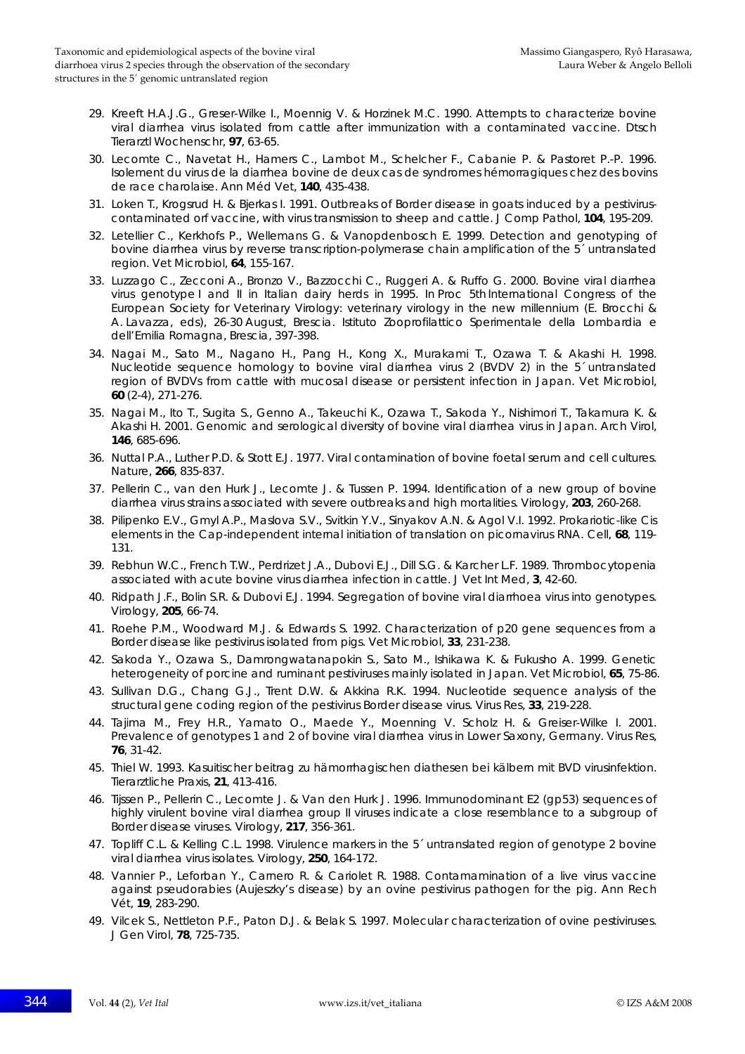29. Kreeft H.A.J.G., Greser-Wilke I., Moennig V. & Horzinek M.C. 1990. Attempts to characterize bovine viral diarrhea virus isolated from cattle after immunization with a contaminated vaccine. Dtsch Tierarztl Wochenschr, **97**, 63-65.
30. Lecomte C., Navetat H., Hamers C., Lambot M., Schelcher F., Cabanie P. & Pastoret P.-P. 1996. Isolement du virus de la diarrhea bovine de deux cas de syndromes hémorragiques chez des bovins de race charolaise. Ann Méd Vet, **140**, 435-438.
31. Loken T., Krogsrud H. & Bjerkas I. 1991. Outbreaks of Border disease in goats induced by a pestivirus-contaminated orf vaccine, with virus transmission to sheep and cattle. J Comp Pathol, **104**, 195-209.
32. Letellier C., Kerkhofs P., Wellemans G. & Vanopdenbosch E. 1999. Detection and genotyping of bovine diarrhea virus by reverse transcription-polymerase chain amplification of the 5´ untranslated region. Vet Microbiol, **64**, 155-167.
33. Luzzago C., Zecconi A., Bronzo V., Bazzocchi C., Ruggeri A. & Ruffo G. 2000. Bovine viral diarrhea virus genotype I and II in Italian dairy herds in 1995. *In* Proc 5th International Congress of the European Society for Veterinary Virology: veterinary virology in the new millennium (E. Brocchi & A. Lavazza, eds), 26-30 August, Brescia. Istituto Zooprofilattico Sperimentale della Lombardia e dell'Emilia Romagna, Brescia, 397-398.
34. Nagai M., Sato M., Nagano H., Pang H., Kong X., Murakami T., Ozawa T. & Akashi H. 1998. Nucleotide sequence homology to bovine viral diarrhea virus 2 (BVDV 2) in the 5´ untranslated region of BVDVs from cattle with mucosal disease or persistent infection in Japan. Vet Microbiol, **60** (2-4), 271-276.
35. Nagai M., Ito T., Sugita S., Genno A., Takeuchi K., Ozawa T., Sakoda Y., Nishimori T., Takamura K. & Akashi H. 2001. Genomic and serological diversity of bovine viral diarrhea virus in Japan. Arch Virol, **146**, 685-696.
36. Nuttal P.A., Luther P.D. & Stott E.J. 1977. Viral contamination of bovine foetal serum and cell cultures. Nature, **266**, 835-837.
37. Pellerin C., van den Hurk J., Lecomte J. & Tussen P. 1994. Identification of a new group of bovine diarrhea virus strains associated with severe outbreaks and high mortalities. Virology, **203**, 260-268.
38. Pilipenko E.V., Gmyl A.P., Maslova S.V., Svitkin Y.V., Sinyakov A.N. & Agol V.I. 1992. Prokariotic-like Cis elements in the Cap-independent internal initiation of translation on picornavirus RNA. Cell, **68**, 119-131.
39. Rebhun W.C., French T.W., Perdrizet J.A., Dubovi E.J., Dill S.G. & Karcher L.F. 1989. Thrombocytopenia associated with acute bovine virus diarrhea infection in cattle. J Vet Int Med, **3**, 42-60.
40. Ridpath J.F., Bolin S.R. & Dubovi E.J. 1994. Segregation of bovine viral diarrhoea virus into genotypes. Virology, **205**, 66-74.
41. Roehe P.M., Woodward M.J. & Edwards S. 1992. Characterization of p20 gene sequences from a Border disease like pestivirus isolated from pigs. Vet Microbiol, **33**, 231-238.
42. Sakoda Y., Ozawa S., Damrongwatanapokin S., Sato M., Ishikawa K. & Fukusho A. 1999. Genetic heterogeneity of porcine and ruminant pestiviruses mainly isolated in Japan. Vet Microbiol, **65**, 75-86.
43. Sullivan D.G., Chang G.J., Trent D.W. & Akkina R.K. 1994. Nucleotide sequence analysis of the structural gene coding region of the pestivirus Border disease virus. Virus Res, **33**, 219-228.
44. Tajima M., Frey H.R., Yamato O., Maede Y., Moenning V. Scholz H. & Greiser-Wilke I. 2001. Prevalence of genotypes 1 and 2 of bovine viral diarrhea virus in Lower Saxony, Germany. Virus Res, **76**, 31-42.
45. Thiel W. 1993. Kasuitischer beitrag zu hämorrhagischen diathesen bei kälbern mit BVD virusinfektion. Tierarztliche Praxis, **21**, 413-416.
46. Tijssen P., Pellerin C., Lecomte J. & Van den Hurk J. 1996. Immunodominant E2 (gp53) sequences of highly virulent bovine viral diarrhea group II viruses indicate a close resemblance to a subgroup of Border disease viruses. Virology, **217**, 356-361.
47. Topliff C.L. & Kelling C.L. 1998. Virulence markers in the 5´ untranslated region of genotype 2 bovine viral diarrhea virus isolates. Virology, **250**, 164-172.
48. Vannier P., Leforban Y., Carnero R. & Cariolet R. 1988. Contamamination of a live virus vaccine against pseudorabies (Aujeszky's disease) by an ovine pestivirus pathogen for the pig. Ann Rech Vét, **19**, 283-290.
49. Vilcek S., Nettleton P.F., Paton D.J. & Belak S. 1997. Molecular characterization of ovine pestiviruses. J Gen Virol, **78**, 725-735.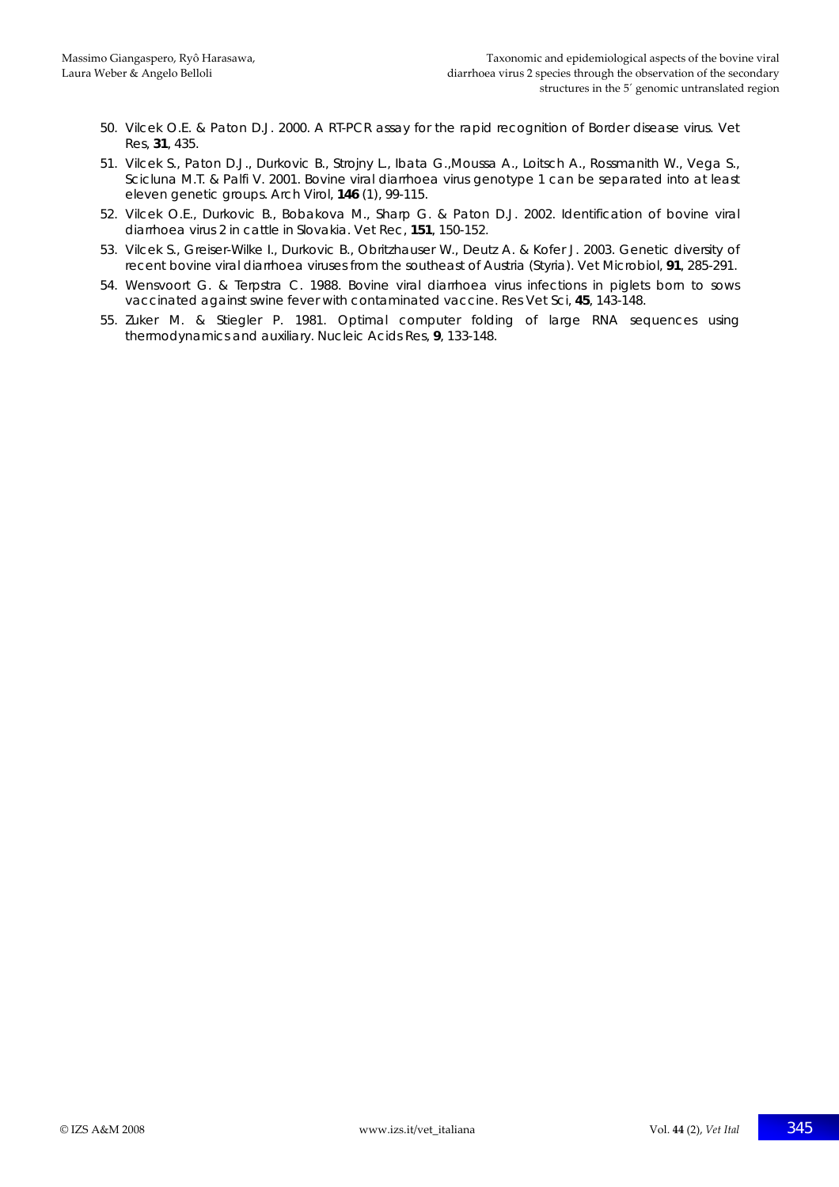50. Vilcek O.E. & Paton D.J. 2000. A RT-PCR assay for the rapid recognition of Border disease virus. Vet Res, **31**, 435.
51. Vilcek S., Paton D.J., Durkovic B., Strojny L., Ibata G.,Moussa A., Loitsch A., Rossmanith W., Vega S., Scicluna M.T. & Palfi V. 2001. Bovine viral diarrhoea virus genotype 1 can be separated into at least eleven genetic groups. Arch Virol, **146** (1), 99-115.
52. Vilcek O.E., Durkovic B., Bobakova M., Sharp G. & Paton D.J. 2002. Identification of bovine viral diarrhoea virus 2 in cattle in Slovakia. Vet Rec, **151**, 150-152.
53. Vilcek S., Greiser-Wilke I., Durkovic B., Obritzhauser W., Deutz A. & Kofer J. 2003. Genetic diversity of recent bovine viral diarrhoea viruses from the southeast of Austria (Styria). Vet Microbiol, **91**, 285-291.
54. Wensvoort G. & Terpstra C. 1988. Bovine viral diarrhoea virus infections in piglets born to sows vaccinated against swine fever with contaminated vaccine. Res Vet Sci, **45**, 143-148.
55. Zuker M. & Stiegler P. 1981. Optimal computer folding of large RNA sequences using thermodynamics and auxiliary. Nucleic Acids Res, **9**, 133-148.